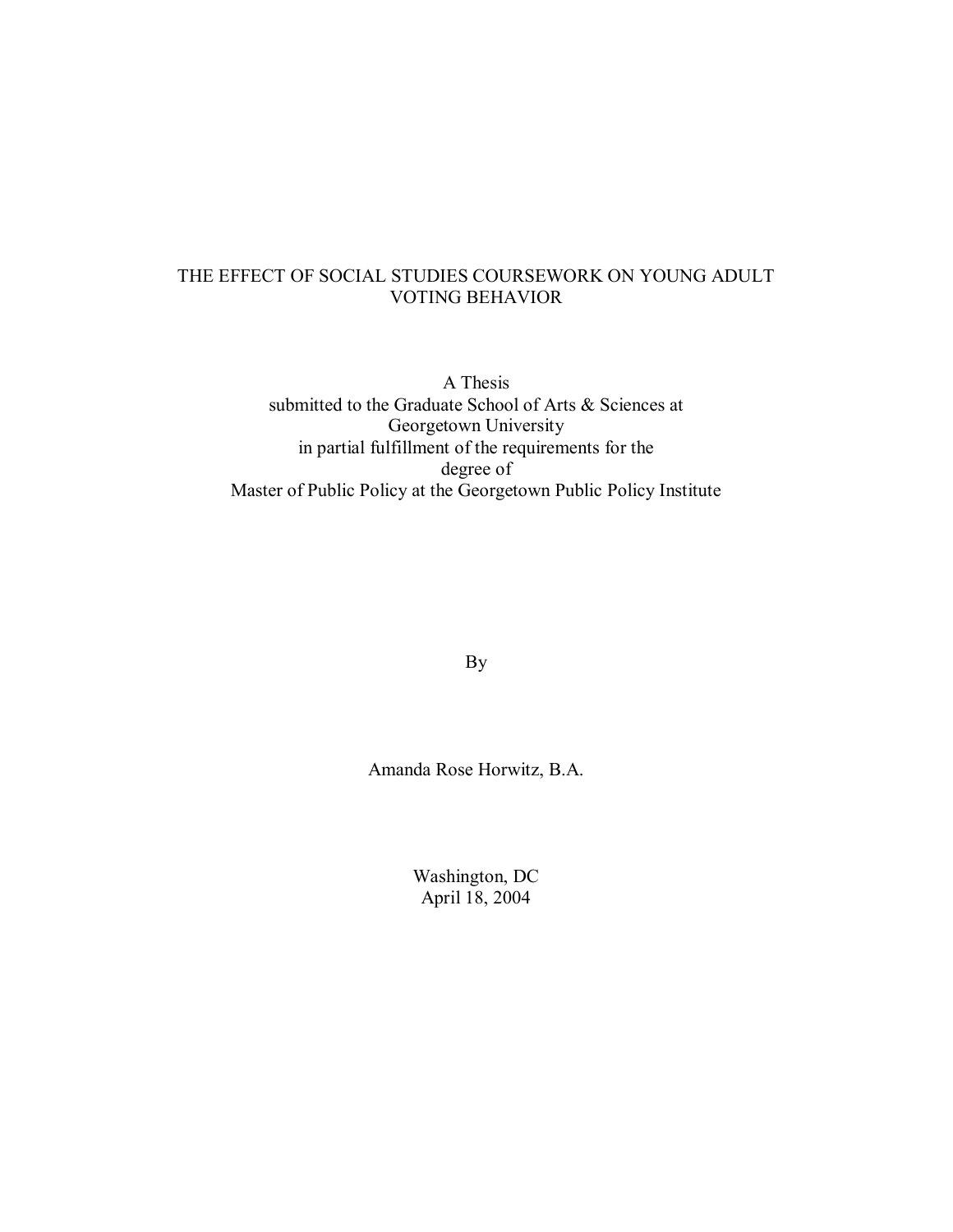# THE EFFECT OF SOCIAL STUDIES COURSEWORK ON YOUNG ADULT VOTING BEHAVIOR

A Thesis
submitted to the Graduate School of Arts & Sciences at
Georgetown University
in partial fulfillment of the requirements for the
degree of
Master of Public Policy at the Georgetown Public Policy Institute

By

Amanda Rose Horwitz, B.A.

Washington, DC
April 18, 2004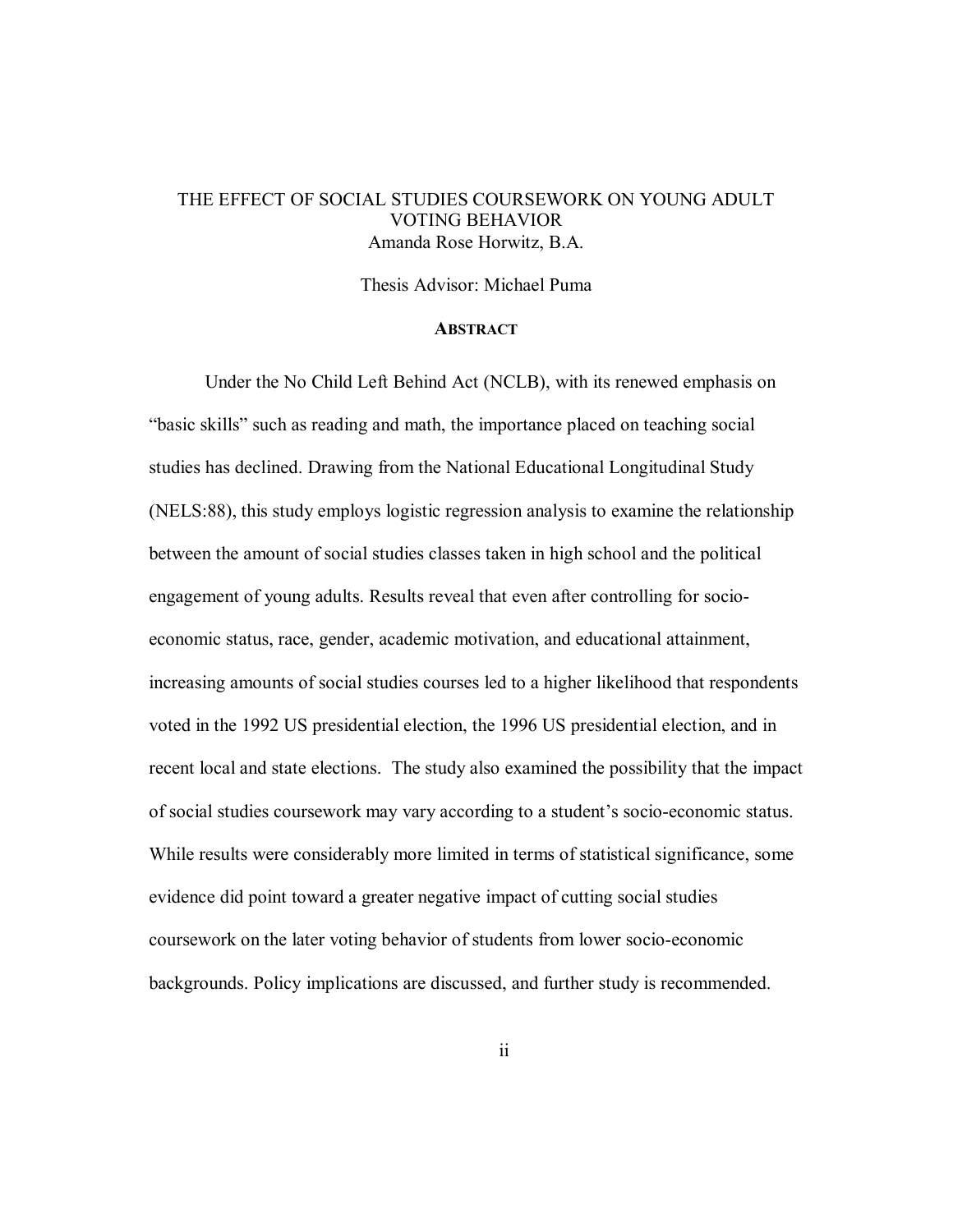# THE EFFECT OF SOCIAL STUDIES COURSEWORK ON YOUNG ADULT VOTING BEHAVIOR

Amanda Rose Horwitz, B.A.

Thesis Advisor: Michael Puma

## ABSTRACT

Under the No Child Left Behind Act (NCLB), with its renewed emphasis on "basic skills" such as reading and math, the importance placed on teaching social studies has declined. Drawing from the National Educational Longitudinal Study (NELS:88), this study employs logistic regression analysis to examine the relationship between the amount of social studies classes taken in high school and the political engagement of young adults. Results reveal that even after controlling for socio-economic status, race, gender, academic motivation, and educational attainment, increasing amounts of social studies courses led to a higher likelihood that respondents voted in the 1992 US presidential election, the 1996 US presidential election, and in recent local and state elections. The study also examined the possibility that the impact of social studies coursework may vary according to a student's socio-economic status. While results were considerably more limited in terms of statistical significance, some evidence did point toward a greater negative impact of cutting social studies coursework on the later voting behavior of students from lower socio-economic backgrounds. Policy implications are discussed, and further study is recommended.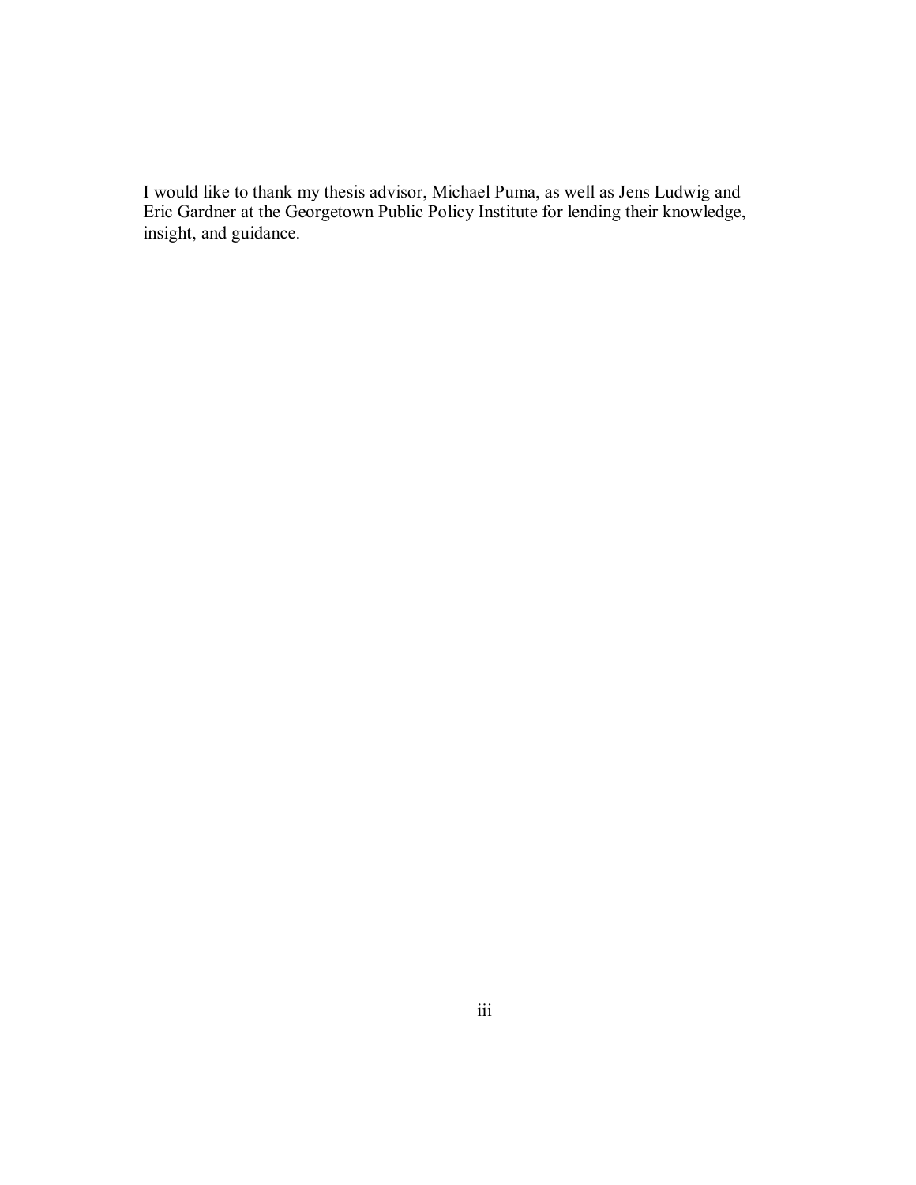I would like to thank my thesis advisor, Michael Puma, as well as Jens Ludwig and Eric Gardner at the Georgetown Public Policy Institute for lending their knowledge, insight, and guidance.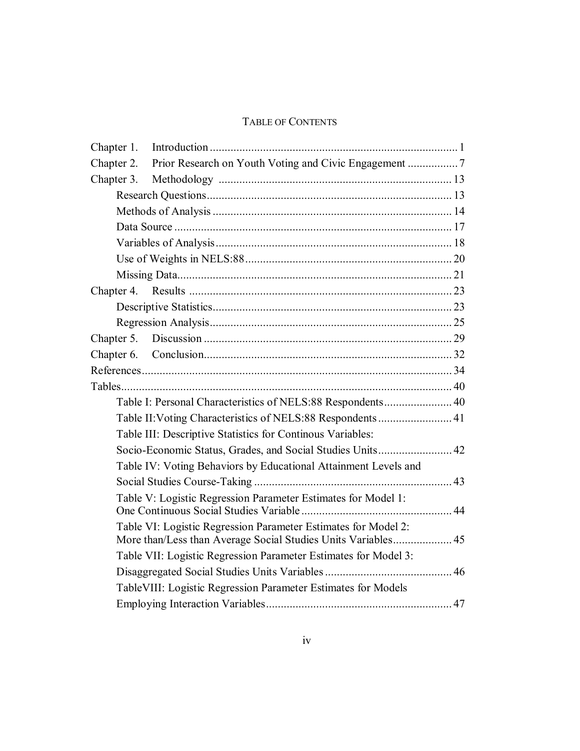# TABLE OF CONTENTS

Chapter 1. Introduction ................................................................................... 1

Chapter 2. Prior Research on Youth Voting and Civic Engagement ................. 7

Chapter 3. Methodology .............................................................................. 13

- Research Questions .................................................................................. 13
- Methods of Analysis ................................................................................ 14
- Data Source ............................................................................................. 17
- Variables of Analysis ............................................................................... 18
- Use of Weights in NELS:88 ..................................................................... 20
- Missing Data............................................................................................ 21

Chapter 4. Results ........................................................................................ 23

- Descriptive Statistics................................................................................ 23
- Regression Analysis................................................................................. 25

Chapter 5. Discussion ................................................................................... 29

Chapter 6. Conclusion................................................................................... 32

References........................................................................................................ 34

Tables............................................................................................................... 40

- Table I: Personal Characteristics of NELS:88 Respondents....................... 40
- Table II:Voting Characteristics of NELS:88 Respondents ......................... 41
- Table III: Descriptive Statistics for Continous Variables: Socio-Economic Status, Grades, and Social Studies Units......................... 42
- Table IV: Voting Behaviors by Educational Attainment Levels and Social Studies Course-Taking ................................................................. 43
- Table V: Logistic Regression Parameter Estimates for Model 1: One Continuous Social Studies Variable ................................................... 44
- Table VI: Logistic Regression Parameter Estimates for Model 2: More than/Less than Average Social Studies Units Variables.................... 45
- Table VII: Logistic Regression Parameter Estimates for Model 3: Disaggregated Social Studies Units Variables ........................................... 46
- TableVIII: Logistic Regression Parameter Estimates for Models Employing Interaction Variables.............................................................. 47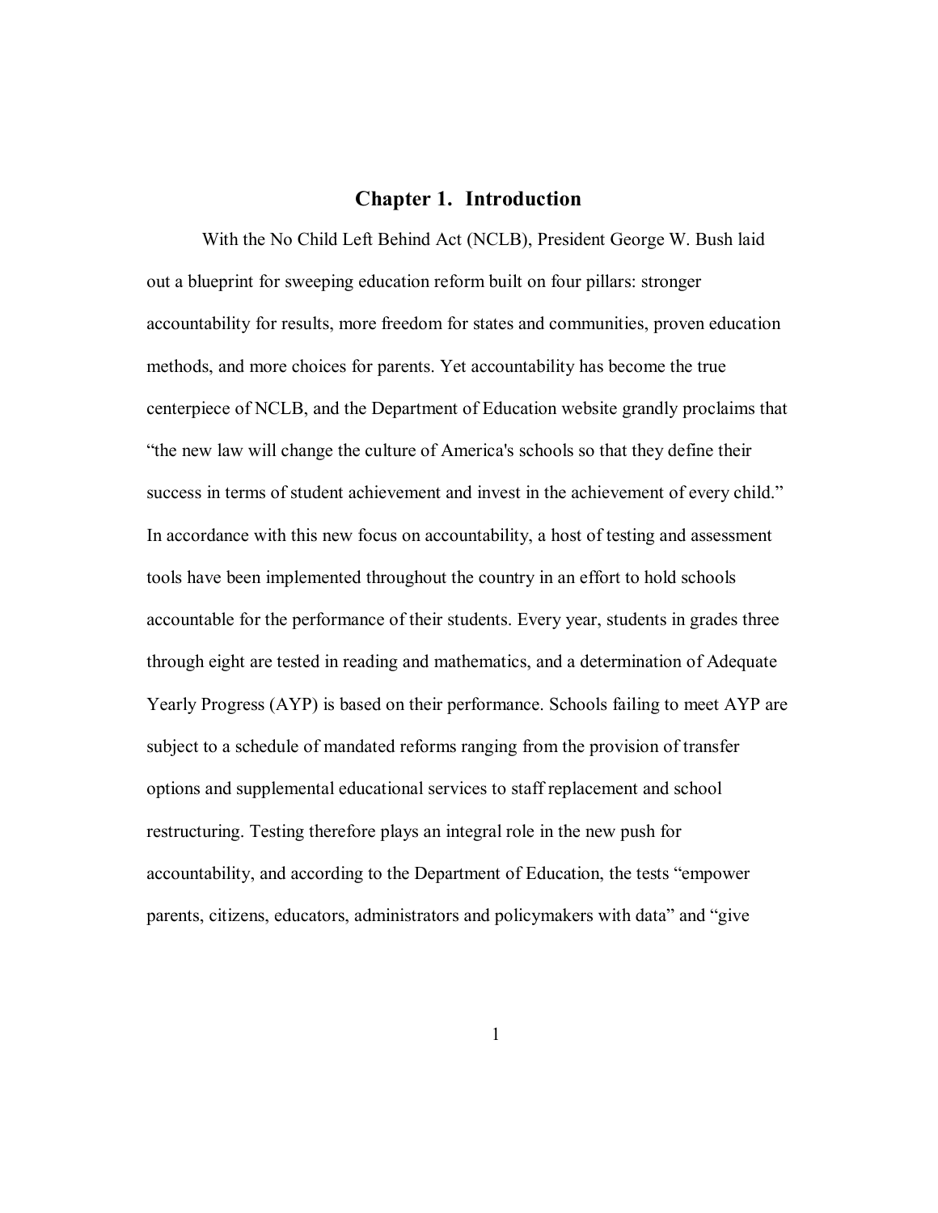# Chapter 1. Introduction

With the No Child Left Behind Act (NCLB), President George W. Bush laid out a blueprint for sweeping education reform built on four pillars: stronger accountability for results, more freedom for states and communities, proven education methods, and more choices for parents. Yet accountability has become the true centerpiece of NCLB, and the Department of Education website grandly proclaims that "the new law will change the culture of America's schools so that they define their success in terms of student achievement and invest in the achievement of every child." In accordance with this new focus on accountability, a host of testing and assessment tools have been implemented throughout the country in an effort to hold schools accountable for the performance of their students. Every year, students in grades three through eight are tested in reading and mathematics, and a determination of Adequate Yearly Progress (AYP) is based on their performance. Schools failing to meet AYP are subject to a schedule of mandated reforms ranging from the provision of transfer options and supplemental educational services to staff replacement and school restructuring. Testing therefore plays an integral role in the new push for accountability, and according to the Department of Education, the tests "empower parents, citizens, educators, administrators and policymakers with data" and "give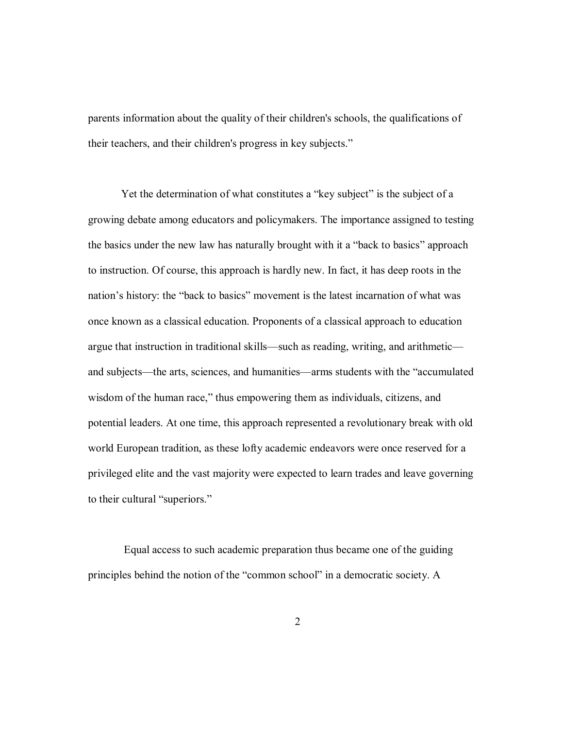parents information about the quality of their children's schools, the qualifications of their teachers, and their children's progress in key subjects."

Yet the determination of what constitutes a "key subject" is the subject of a growing debate among educators and policymakers. The importance assigned to testing the basics under the new law has naturally brought with it a "back to basics" approach to instruction. Of course, this approach is hardly new. In fact, it has deep roots in the nation's history: the "back to basics" movement is the latest incarnation of what was once known as a classical education. Proponents of a classical approach to education argue that instruction in traditional skills—such as reading, writing, and arithmetic—and subjects—the arts, sciences, and humanities—arms students with the "accumulated wisdom of the human race," thus empowering them as individuals, citizens, and potential leaders. At one time, this approach represented a revolutionary break with old world European tradition, as these lofty academic endeavors were once reserved for a privileged elite and the vast majority were expected to learn trades and leave governing to their cultural "superiors."

Equal access to such academic preparation thus became one of the guiding principles behind the notion of the "common school" in a democratic society. A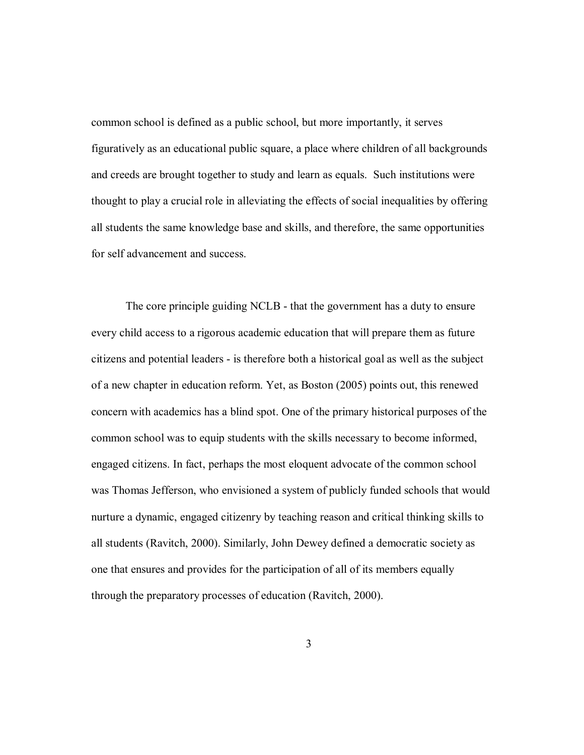common school is defined as a public school, but more importantly, it serves figuratively as an educational public square, a place where children of all backgrounds and creeds are brought together to study and learn as equals. Such institutions were thought to play a crucial role in alleviating the effects of social inequalities by offering all students the same knowledge base and skills, and therefore, the same opportunities for self advancement and success.

The core principle guiding NCLB - that the government has a duty to ensure every child access to a rigorous academic education that will prepare them as future citizens and potential leaders - is therefore both a historical goal as well as the subject of a new chapter in education reform. Yet, as Boston (2005) points out, this renewed concern with academics has a blind spot. One of the primary historical purposes of the common school was to equip students with the skills necessary to become informed, engaged citizens. In fact, perhaps the most eloquent advocate of the common school was Thomas Jefferson, who envisioned a system of publicly funded schools that would nurture a dynamic, engaged citizenry by teaching reason and critical thinking skills to all students (Ravitch, 2000). Similarly, John Dewey defined a democratic society as one that ensures and provides for the participation of all of its members equally through the preparatory processes of education (Ravitch, 2000).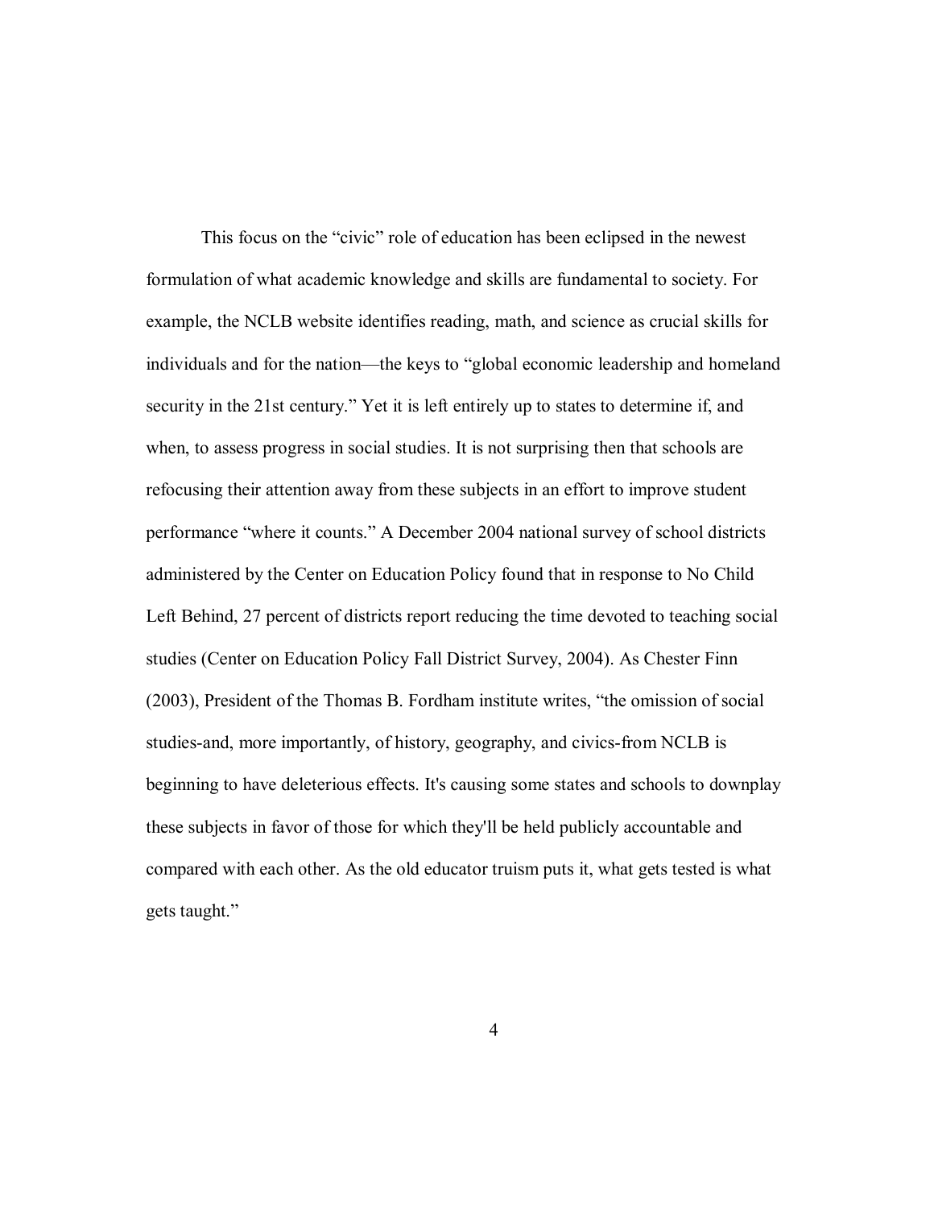This focus on the "civic" role of education has been eclipsed in the newest formulation of what academic knowledge and skills are fundamental to society. For example, the NCLB website identifies reading, math, and science as crucial skills for individuals and for the nation—the keys to "global economic leadership and homeland security in the 21st century." Yet it is left entirely up to states to determine if, and when, to assess progress in social studies. It is not surprising then that schools are refocusing their attention away from these subjects in an effort to improve student performance "where it counts." A December 2004 national survey of school districts administered by the Center on Education Policy found that in response to No Child Left Behind, 27 percent of districts report reducing the time devoted to teaching social studies (Center on Education Policy Fall District Survey, 2004). As Chester Finn (2003), President of the Thomas B. Fordham institute writes, "the omission of social studies-and, more importantly, of history, geography, and civics-from NCLB is beginning to have deleterious effects. It's causing some states and schools to downplay these subjects in favor of those for which they'll be held publicly accountable and compared with each other. As the old educator truism puts it, what gets tested is what gets taught."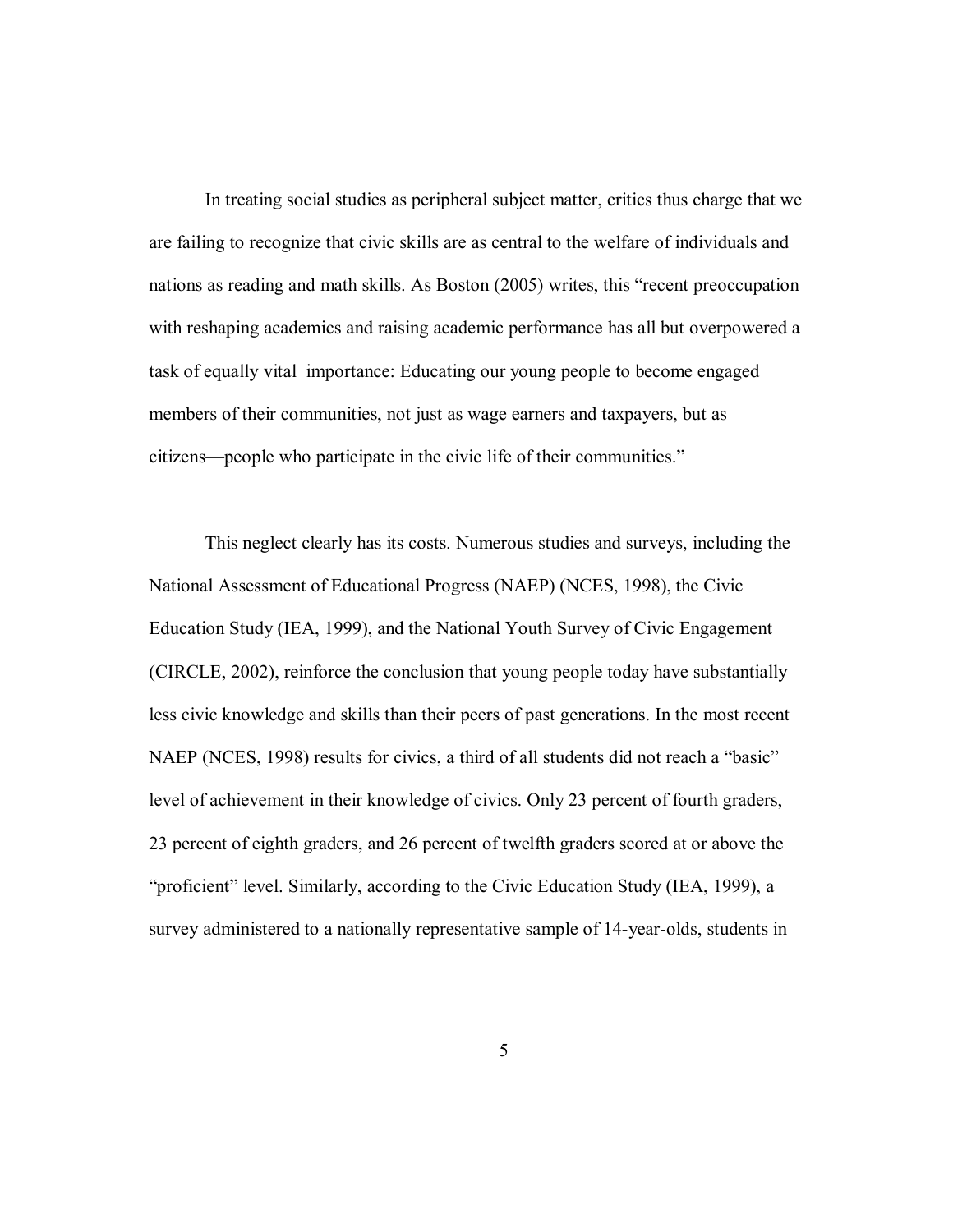In treating social studies as peripheral subject matter, critics thus charge that we are failing to recognize that civic skills are as central to the welfare of individuals and nations as reading and math skills. As Boston (2005) writes, this "recent preoccupation with reshaping academics and raising academic performance has all but overpowered a task of equally vital importance: Educating our young people to become engaged members of their communities, not just as wage earners and taxpayers, but as citizens—people who participate in the civic life of their communities."

This neglect clearly has its costs. Numerous studies and surveys, including the National Assessment of Educational Progress (NAEP) (NCES, 1998), the Civic Education Study (IEA, 1999), and the National Youth Survey of Civic Engagement (CIRCLE, 2002), reinforce the conclusion that young people today have substantially less civic knowledge and skills than their peers of past generations. In the most recent NAEP (NCES, 1998) results for civics, a third of all students did not reach a "basic" level of achievement in their knowledge of civics. Only 23 percent of fourth graders, 23 percent of eighth graders, and 26 percent of twelfth graders scored at or above the "proficient" level. Similarly, according to the Civic Education Study (IEA, 1999), a survey administered to a nationally representative sample of 14-year-olds, students in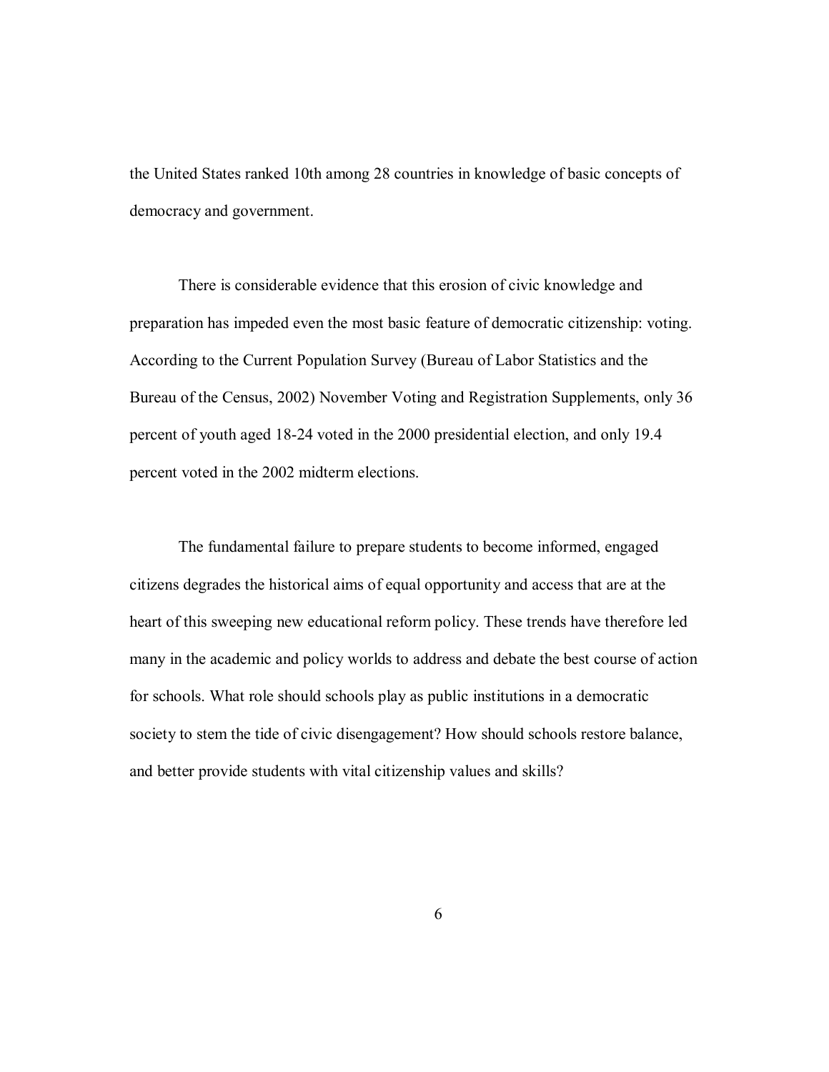the United States ranked 10th among 28 countries in knowledge of basic concepts of democracy and government.

There is considerable evidence that this erosion of civic knowledge and preparation has impeded even the most basic feature of democratic citizenship: voting. According to the Current Population Survey (Bureau of Labor Statistics and the Bureau of the Census, 2002) November Voting and Registration Supplements, only 36 percent of youth aged 18-24 voted in the 2000 presidential election, and only 19.4 percent voted in the 2002 midterm elections.

The fundamental failure to prepare students to become informed, engaged citizens degrades the historical aims of equal opportunity and access that are at the heart of this sweeping new educational reform policy. These trends have therefore led many in the academic and policy worlds to address and debate the best course of action for schools. What role should schools play as public institutions in a democratic society to stem the tide of civic disengagement? How should schools restore balance, and better provide students with vital citizenship values and skills?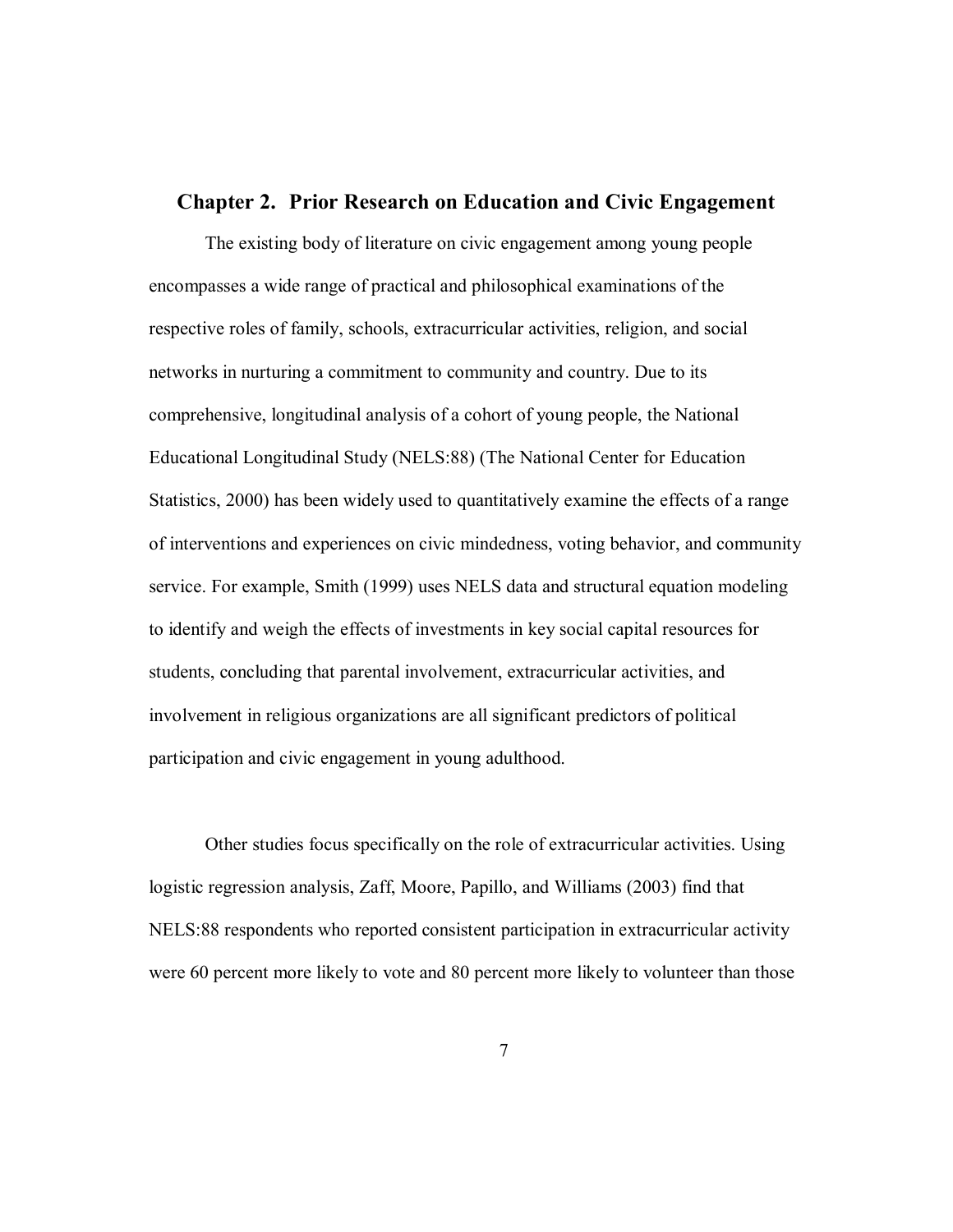## Chapter 2. Prior Research on Education and Civic Engagement

The existing body of literature on civic engagement among young people encompasses a wide range of practical and philosophical examinations of the respective roles of family, schools, extracurricular activities, religion, and social networks in nurturing a commitment to community and country. Due to its comprehensive, longitudinal analysis of a cohort of young people, the National Educational Longitudinal Study (NELS:88) (The National Center for Education Statistics, 2000) has been widely used to quantitatively examine the effects of a range of interventions and experiences on civic mindedness, voting behavior, and community service. For example, Smith (1999) uses NELS data and structural equation modeling to identify and weigh the effects of investments in key social capital resources for students, concluding that parental involvement, extracurricular activities, and involvement in religious organizations are all significant predictors of political participation and civic engagement in young adulthood.

Other studies focus specifically on the role of extracurricular activities. Using logistic regression analysis, Zaff, Moore, Papillo, and Williams (2003) find that NELS:88 respondents who reported consistent participation in extracurricular activity were 60 percent more likely to vote and 80 percent more likely to volunteer than those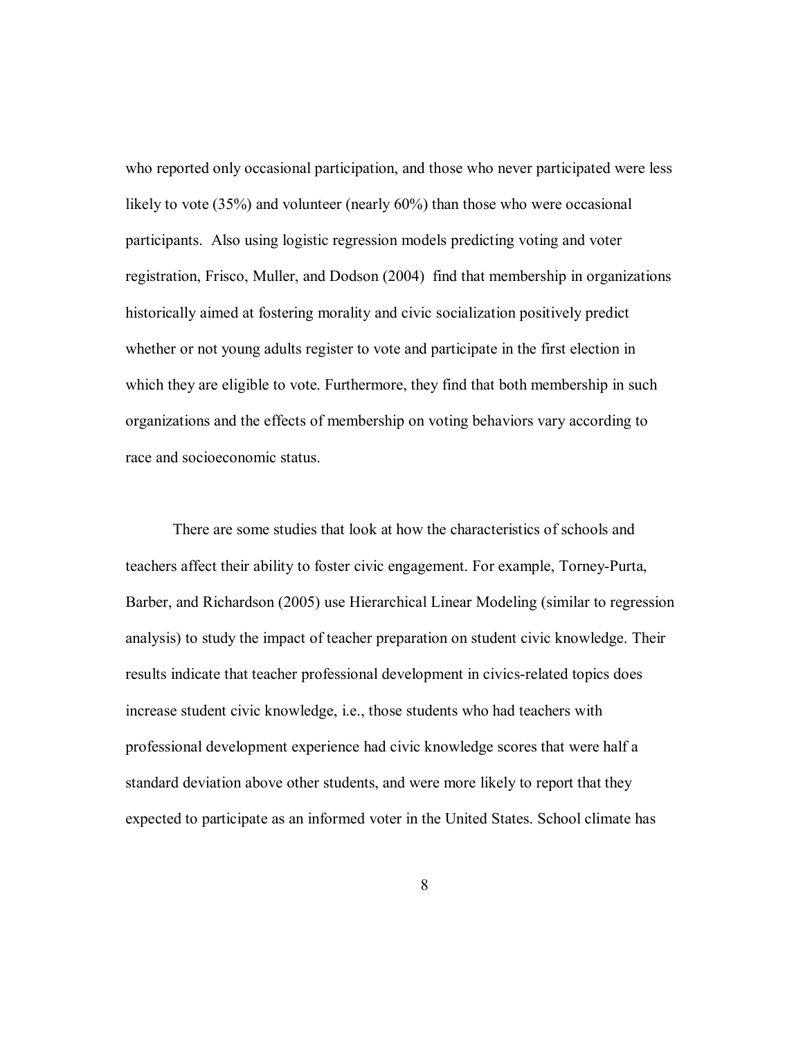who reported only occasional participation, and those who never participated were less likely to vote (35%) and volunteer (nearly 60%) than those who were occasional participants. Also using logistic regression models predicting voting and voter registration, Frisco, Muller, and Dodson (2004) find that membership in organizations historically aimed at fostering morality and civic socialization positively predict whether or not young adults register to vote and participate in the first election in which they are eligible to vote. Furthermore, they find that both membership in such organizations and the effects of membership on voting behaviors vary according to race and socioeconomic status.

There are some studies that look at how the characteristics of schools and teachers affect their ability to foster civic engagement. For example, Torney-Purta, Barber, and Richardson (2005) use Hierarchical Linear Modeling (similar to regression analysis) to study the impact of teacher preparation on student civic knowledge. Their results indicate that teacher professional development in civics-related topics does increase student civic knowledge, i.e., those students who had teachers with professional development experience had civic knowledge scores that were half a standard deviation above other students, and were more likely to report that they expected to participate as an informed voter in the United States. School climate has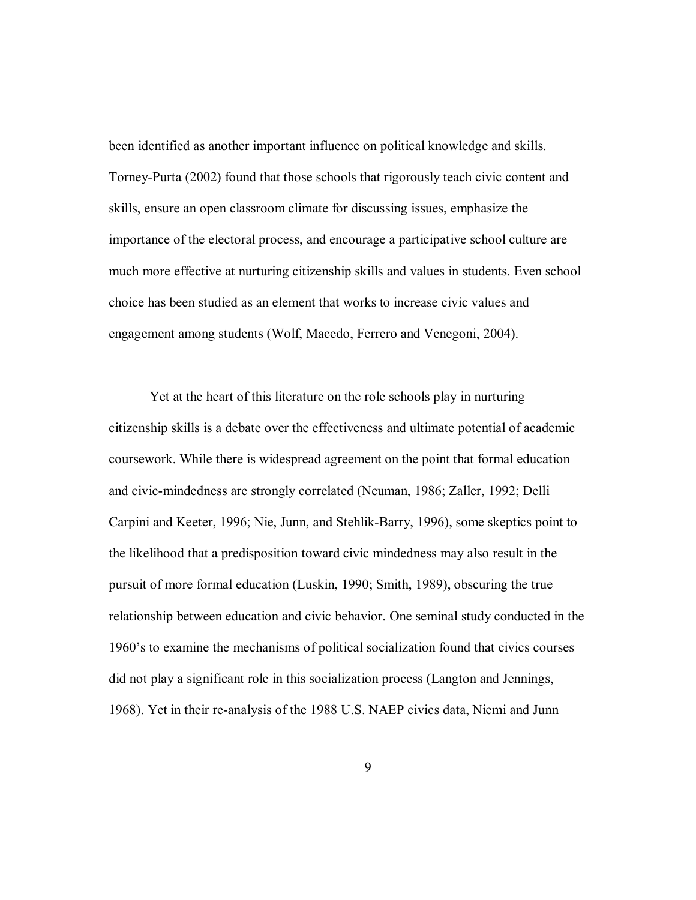been identified as another important influence on political knowledge and skills. Torney-Purta (2002) found that those schools that rigorously teach civic content and skills, ensure an open classroom climate for discussing issues, emphasize the importance of the electoral process, and encourage a participative school culture are much more effective at nurturing citizenship skills and values in students. Even school choice has been studied as an element that works to increase civic values and engagement among students (Wolf, Macedo, Ferrero and Venegoni, 2004).

Yet at the heart of this literature on the role schools play in nurturing citizenship skills is a debate over the effectiveness and ultimate potential of academic coursework. While there is widespread agreement on the point that formal education and civic-mindedness are strongly correlated (Neuman, 1986; Zaller, 1992; Delli Carpini and Keeter, 1996; Nie, Junn, and Stehlik-Barry, 1996), some skeptics point to the likelihood that a predisposition toward civic mindedness may also result in the pursuit of more formal education (Luskin, 1990; Smith, 1989), obscuring the true relationship between education and civic behavior. One seminal study conducted in the 1960's to examine the mechanisms of political socialization found that civics courses did not play a significant role in this socialization process (Langton and Jennings, 1968). Yet in their re-analysis of the 1988 U.S. NAEP civics data, Niemi and Junn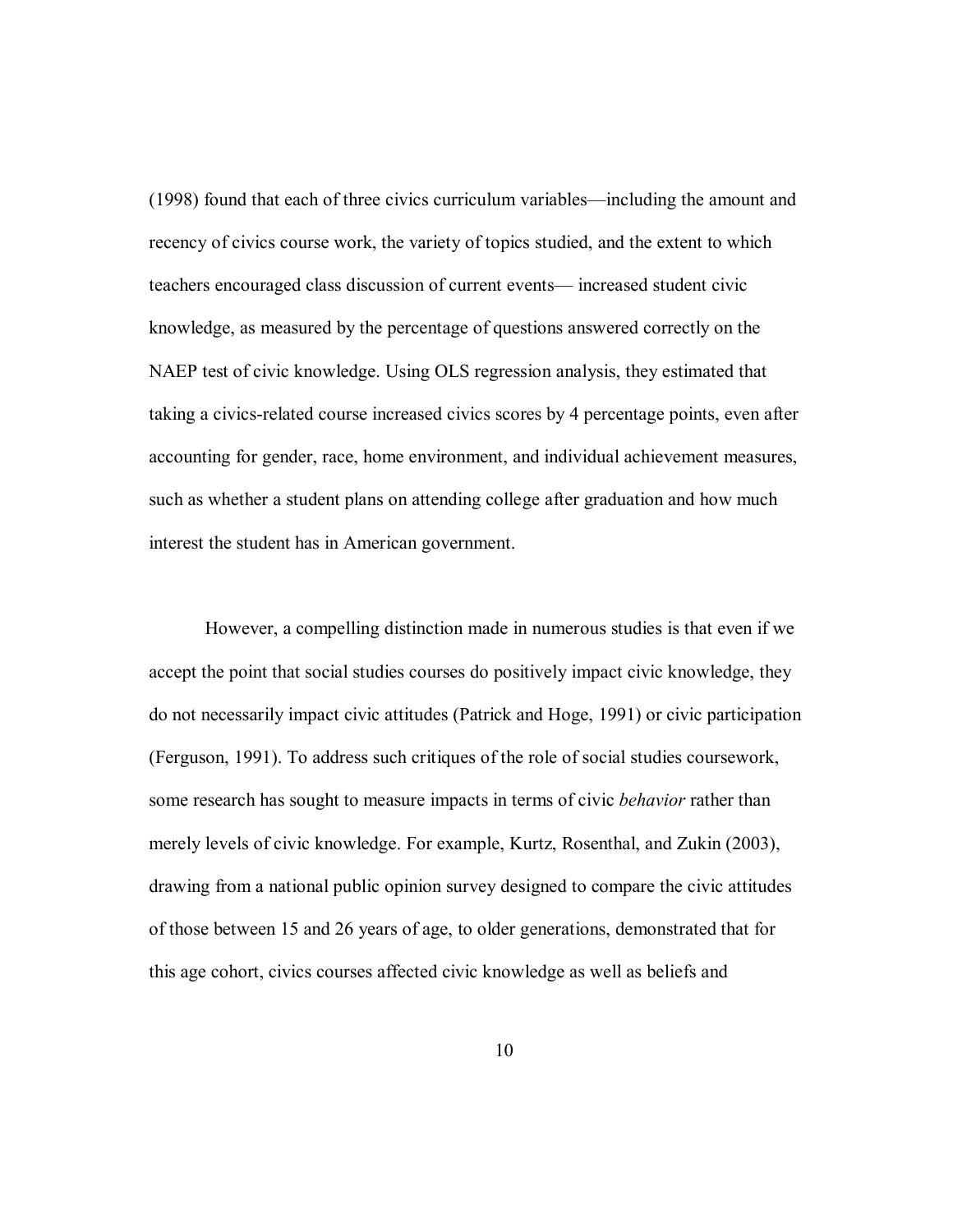(1998) found that each of three civics curriculum variables—including the amount and recency of civics course work, the variety of topics studied, and the extent to which teachers encouraged class discussion of current events— increased student civic knowledge, as measured by the percentage of questions answered correctly on the NAEP test of civic knowledge. Using OLS regression analysis, they estimated that taking a civics-related course increased civics scores by 4 percentage points, even after accounting for gender, race, home environment, and individual achievement measures, such as whether a student plans on attending college after graduation and how much interest the student has in American government.

However, a compelling distinction made in numerous studies is that even if we accept the point that social studies courses do positively impact civic knowledge, they do not necessarily impact civic attitudes (Patrick and Hoge, 1991) or civic participation (Ferguson, 1991). To address such critiques of the role of social studies coursework, some research has sought to measure impacts in terms of civic *behavior* rather than merely levels of civic knowledge. For example, Kurtz, Rosenthal, and Zukin (2003), drawing from a national public opinion survey designed to compare the civic attitudes of those between 15 and 26 years of age, to older generations, demonstrated that for this age cohort, civics courses affected civic knowledge as well as beliefs and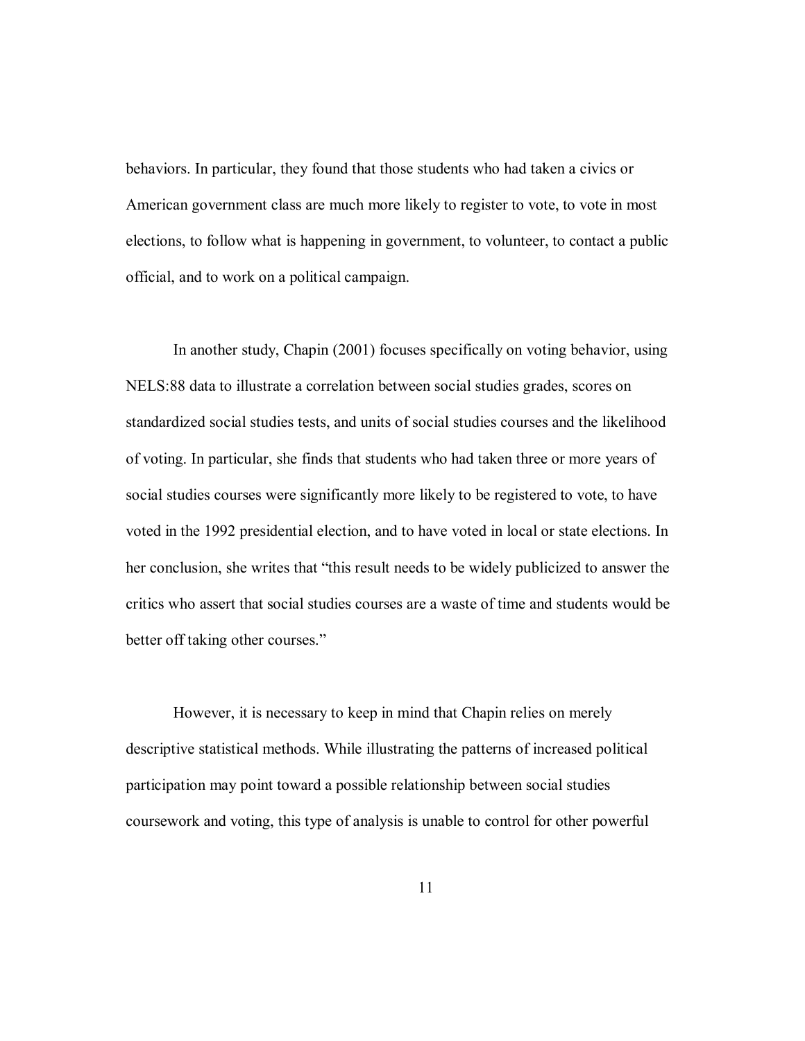behaviors. In particular, they found that those students who had taken a civics or American government class are much more likely to register to vote, to vote in most elections, to follow what is happening in government, to volunteer, to contact a public official, and to work on a political campaign.

In another study, Chapin (2001) focuses specifically on voting behavior, using NELS:88 data to illustrate a correlation between social studies grades, scores on standardized social studies tests, and units of social studies courses and the likelihood of voting. In particular, she finds that students who had taken three or more years of social studies courses were significantly more likely to be registered to vote, to have voted in the 1992 presidential election, and to have voted in local or state elections. In her conclusion, she writes that "this result needs to be widely publicized to answer the critics who assert that social studies courses are a waste of time and students would be better off taking other courses."

However, it is necessary to keep in mind that Chapin relies on merely descriptive statistical methods. While illustrating the patterns of increased political participation may point toward a possible relationship between social studies coursework and voting, this type of analysis is unable to control for other powerful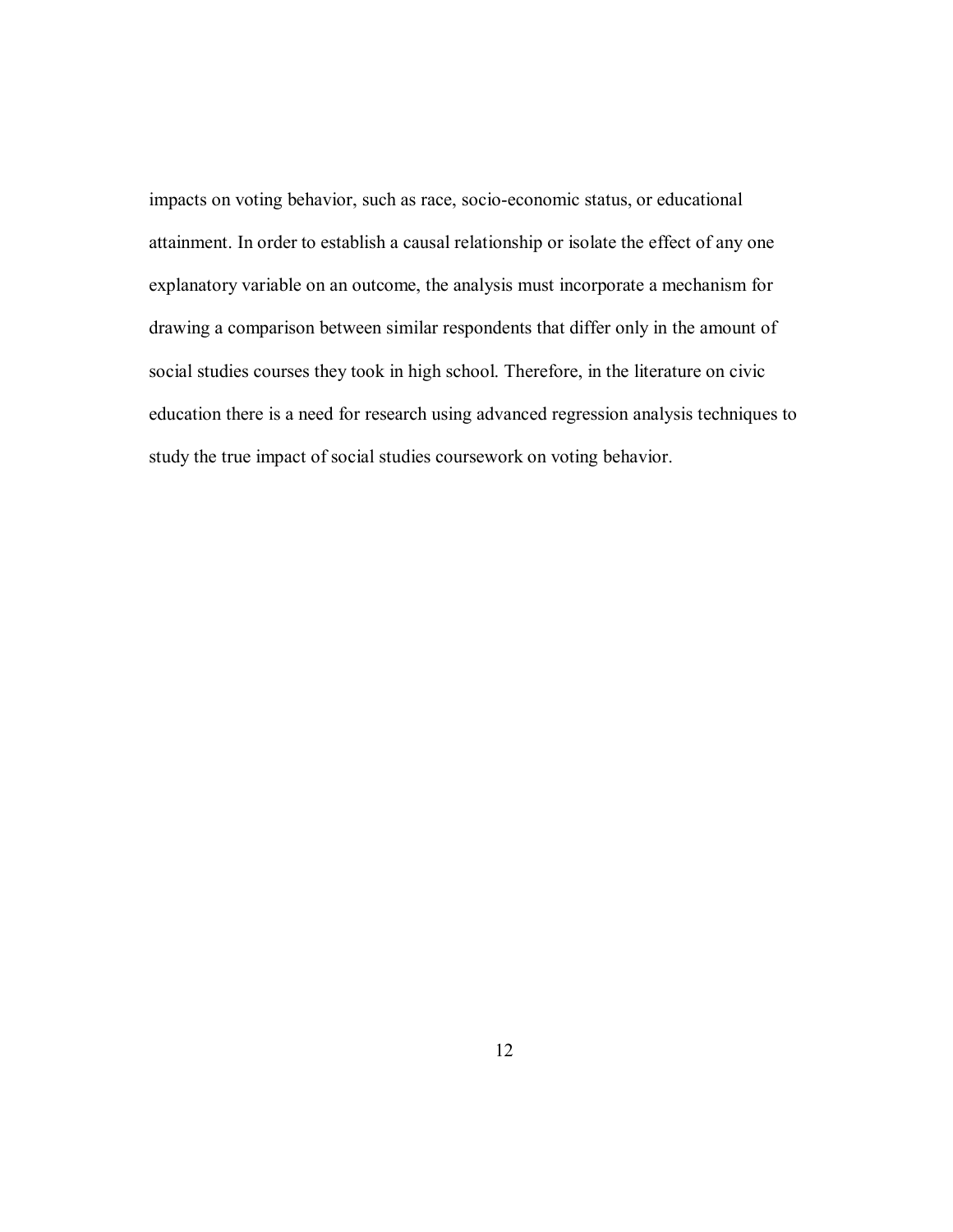impacts on voting behavior, such as race, socio-economic status, or educational attainment. In order to establish a causal relationship or isolate the effect of any one explanatory variable on an outcome, the analysis must incorporate a mechanism for drawing a comparison between similar respondents that differ only in the amount of social studies courses they took in high school. Therefore, in the literature on civic education there is a need for research using advanced regression analysis techniques to study the true impact of social studies coursework on voting behavior.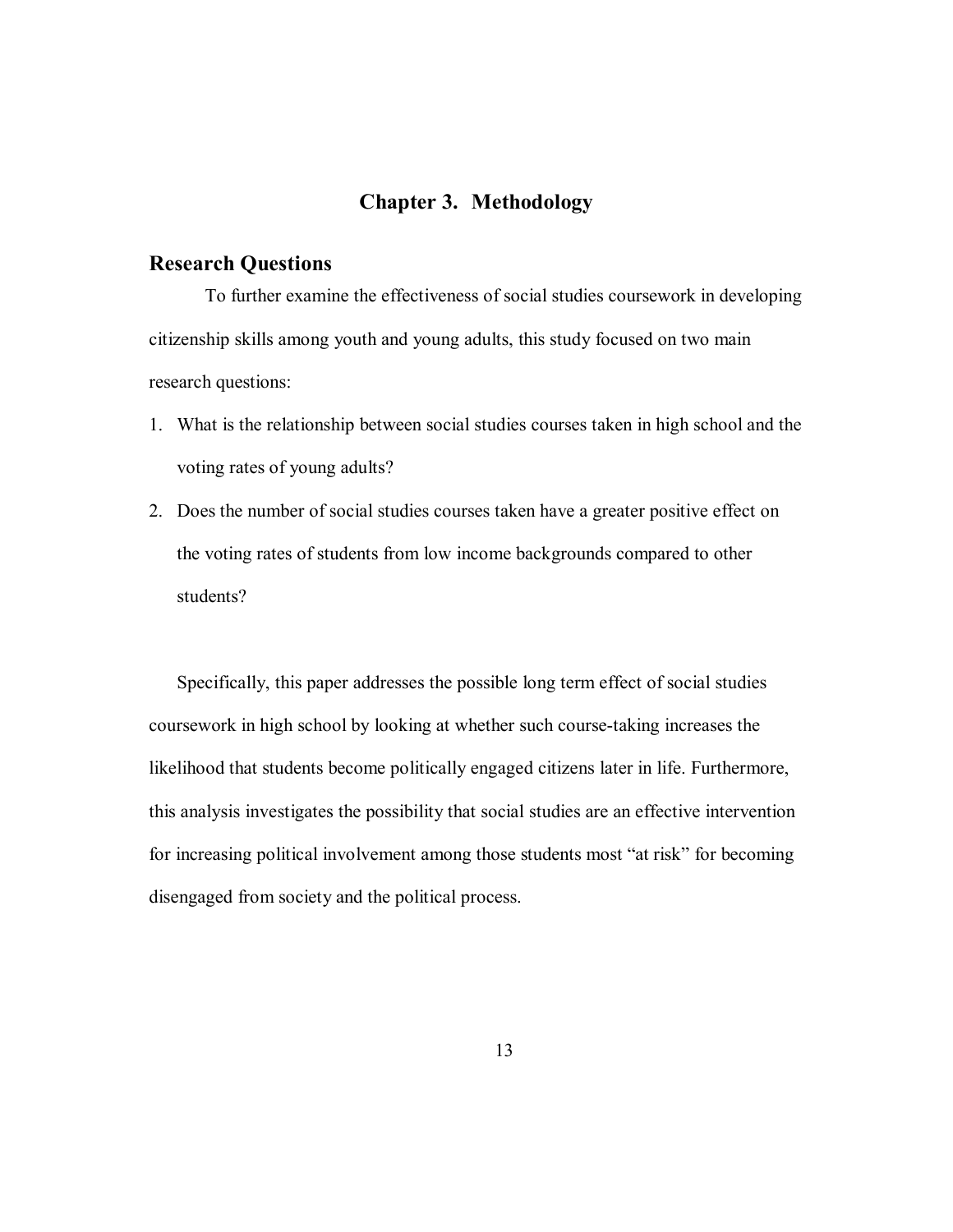# Chapter 3. Methodology

## Research Questions

To further examine the effectiveness of social studies coursework in developing citizenship skills among youth and young adults, this study focused on two main research questions:

1. What is the relationship between social studies courses taken in high school and the voting rates of young adults?
2. Does the number of social studies courses taken have a greater positive effect on the voting rates of students from low income backgrounds compared to other students?

Specifically, this paper addresses the possible long term effect of social studies coursework in high school by looking at whether such course-taking increases the likelihood that students become politically engaged citizens later in life. Furthermore, this analysis investigates the possibility that social studies are an effective intervention for increasing political involvement among those students most "at risk" for becoming disengaged from society and the political process.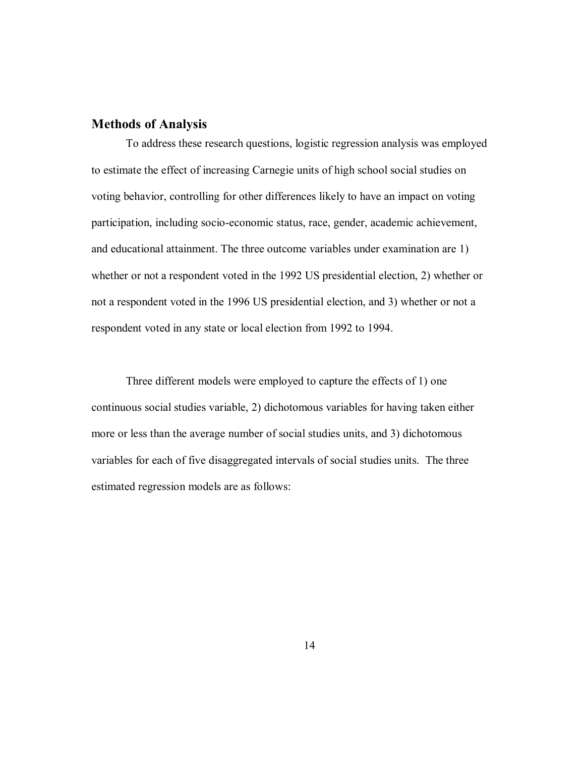## Methods of Analysis

To address these research questions, logistic regression analysis was employed to estimate the effect of increasing Carnegie units of high school social studies on voting behavior, controlling for other differences likely to have an impact on voting participation, including socio-economic status, race, gender, academic achievement, and educational attainment. The three outcome variables under examination are 1) whether or not a respondent voted in the 1992 US presidential election, 2) whether or not a respondent voted in the 1996 US presidential election, and 3) whether or not a respondent voted in any state or local election from 1992 to 1994.

Three different models were employed to capture the effects of 1) one continuous social studies variable, 2) dichotomous variables for having taken either more or less than the average number of social studies units, and 3) dichotomous variables for each of five disaggregated intervals of social studies units. The three estimated regression models are as follows: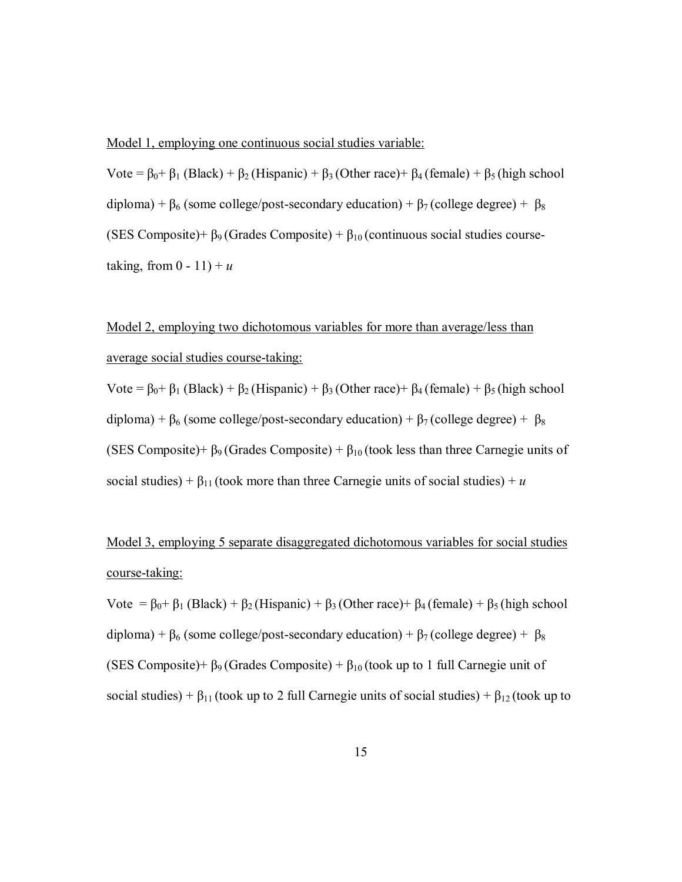Model 1, employing one continuous social studies variable:

Vote = $\beta_0$+ $\beta_1$ (Black) + $\beta_2$ (Hispanic) + $\beta_3$ (Other race)+ $\beta_4$ (female) + $\beta_5$ (high school diploma) + $\beta_6$ (some college/post-secondary education) + $\beta_7$ (college degree) + $\beta_8$ (SES Composite)+ $\beta_9$ (Grades Composite) + $\beta_{10}$ (continuous social studies course-taking, from 0 - 11) + $u$

Model 2, employing two dichotomous variables for more than average/less than average social studies course-taking:

Vote = $\beta_0$+ $\beta_1$ (Black) + $\beta_2$ (Hispanic) + $\beta_3$ (Other race)+ $\beta_4$ (female) + $\beta_5$ (high school diploma) + $\beta_6$ (some college/post-secondary education) + $\beta_7$ (college degree) + $\beta_8$ (SES Composite)+ $\beta_9$ (Grades Composite) + $\beta_{10}$ (took less than three Carnegie units of social studies) + $\beta_{11}$ (took more than three Carnegie units of social studies) + $u$

Model 3, employing 5 separate disaggregated dichotomous variables for social studies course-taking:

Vote = $\beta_0$+ $\beta_1$ (Black) + $\beta_2$ (Hispanic) + $\beta_3$ (Other race)+ $\beta_4$ (female) + $\beta_5$ (high school diploma) + $\beta_6$ (some college/post-secondary education) + $\beta_7$ (college degree) + $\beta_8$ (SES Composite)+ $\beta_9$ (Grades Composite) + $\beta_{10}$ (took up to 1 full Carnegie unit of social studies) + $\beta_{11}$ (took up to 2 full Carnegie units of social studies) + $\beta_{12}$ (took up to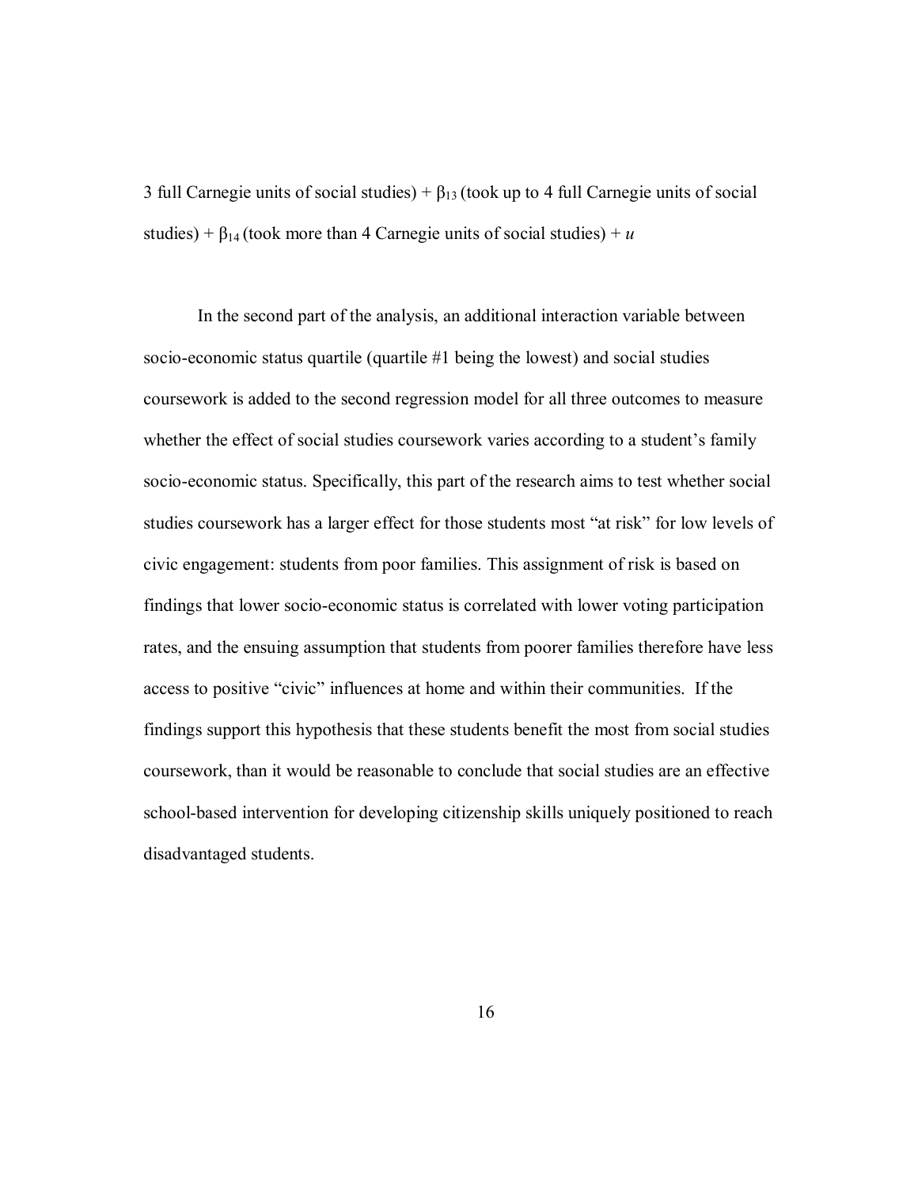3 full Carnegie units of social studies) + $\beta_{13}$ (took up to 4 full Carnegie units of social studies) + $\beta_{14}$ (took more than 4 Carnegie units of social studies) + $u$

In the second part of the analysis, an additional interaction variable between socio-economic status quartile (quartile #1 being the lowest) and social studies coursework is added to the second regression model for all three outcomes to measure whether the effect of social studies coursework varies according to a student's family socio-economic status. Specifically, this part of the research aims to test whether social studies coursework has a larger effect for those students most "at risk" for low levels of civic engagement: students from poor families. This assignment of risk is based on findings that lower socio-economic status is correlated with lower voting participation rates, and the ensuing assumption that students from poorer families therefore have less access to positive "civic" influences at home and within their communities. If the findings support this hypothesis that these students benefit the most from social studies coursework, than it would be reasonable to conclude that social studies are an effective school-based intervention for developing citizenship skills uniquely positioned to reach disadvantaged students.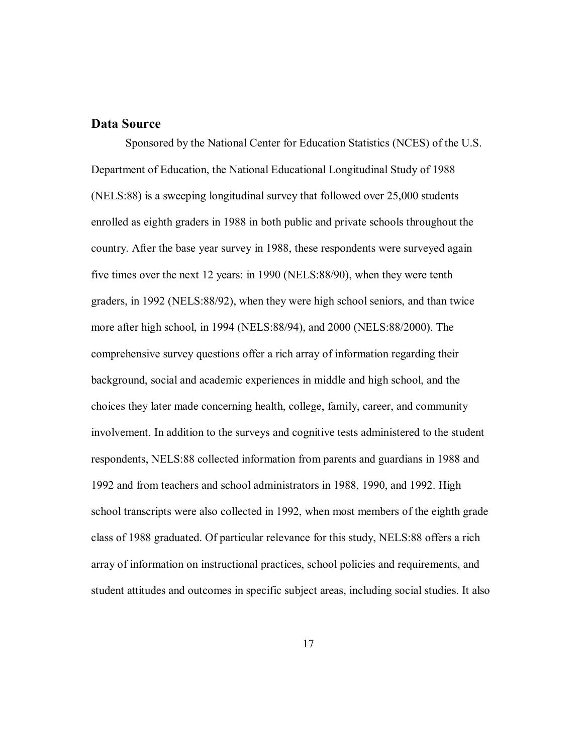## Data Source

Sponsored by the National Center for Education Statistics (NCES) of the U.S. Department of Education, the National Educational Longitudinal Study of 1988 (NELS:88) is a sweeping longitudinal survey that followed over 25,000 students enrolled as eighth graders in 1988 in both public and private schools throughout the country. After the base year survey in 1988, these respondents were surveyed again five times over the next 12 years: in 1990 (NELS:88/90), when they were tenth graders, in 1992 (NELS:88/92), when they were high school seniors, and than twice more after high school, in 1994 (NELS:88/94), and 2000 (NELS:88/2000). The comprehensive survey questions offer a rich array of information regarding their background, social and academic experiences in middle and high school, and the choices they later made concerning health, college, family, career, and community involvement. In addition to the surveys and cognitive tests administered to the student respondents, NELS:88 collected information from parents and guardians in 1988 and 1992 and from teachers and school administrators in 1988, 1990, and 1992. High school transcripts were also collected in 1992, when most members of the eighth grade class of 1988 graduated. Of particular relevance for this study, NELS:88 offers a rich array of information on instructional practices, school policies and requirements, and student attitudes and outcomes in specific subject areas, including social studies. It also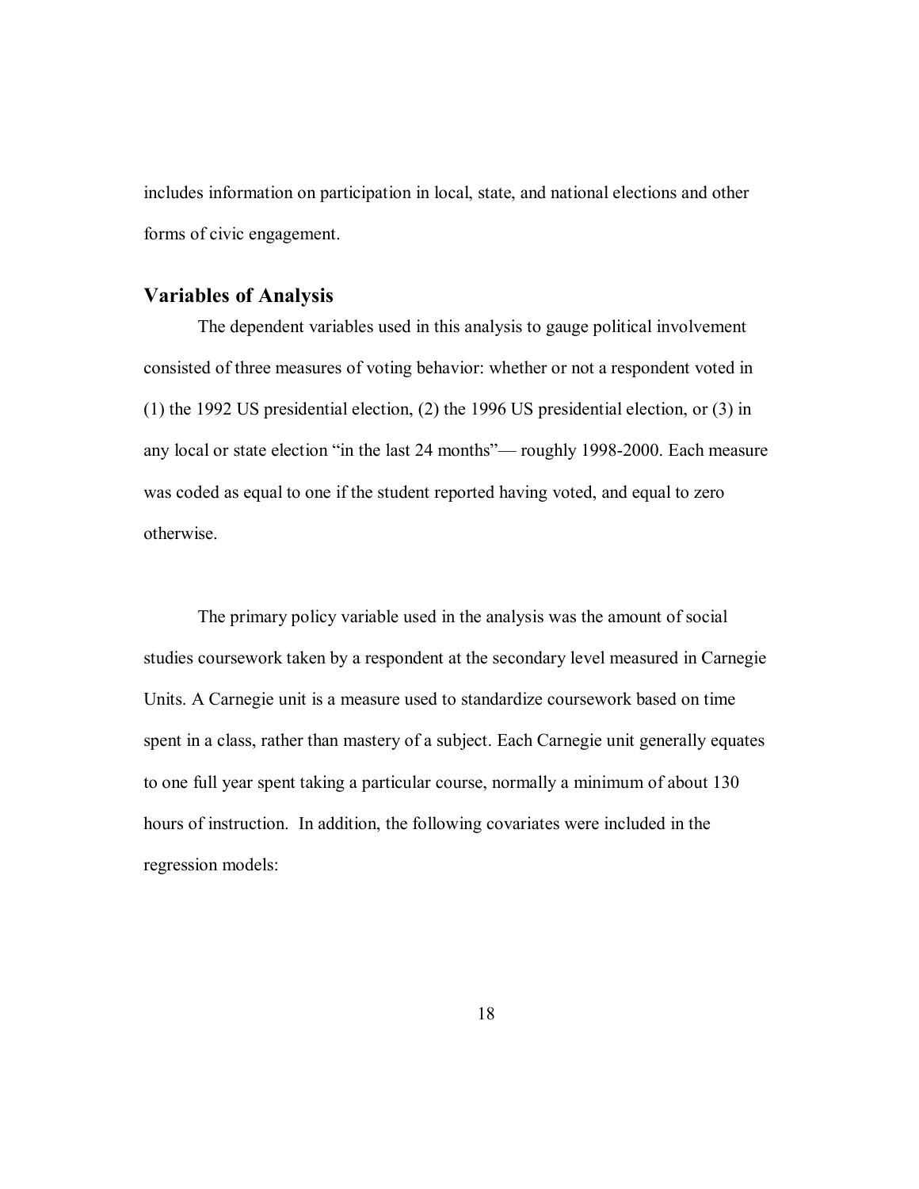includes information on participation in local, state, and national elections and other forms of civic engagement.

## Variables of Analysis

The dependent variables used in this analysis to gauge political involvement consisted of three measures of voting behavior: whether or not a respondent voted in (1) the 1992 US presidential election, (2) the 1996 US presidential election, or (3) in any local or state election "in the last 24 months"— roughly 1998-2000. Each measure was coded as equal to one if the student reported having voted, and equal to zero otherwise.

The primary policy variable used in the analysis was the amount of social studies coursework taken by a respondent at the secondary level measured in Carnegie Units. A Carnegie unit is a measure used to standardize coursework based on time spent in a class, rather than mastery of a subject. Each Carnegie unit generally equates to one full year spent taking a particular course, normally a minimum of about 130 hours of instruction. In addition, the following covariates were included in the regression models: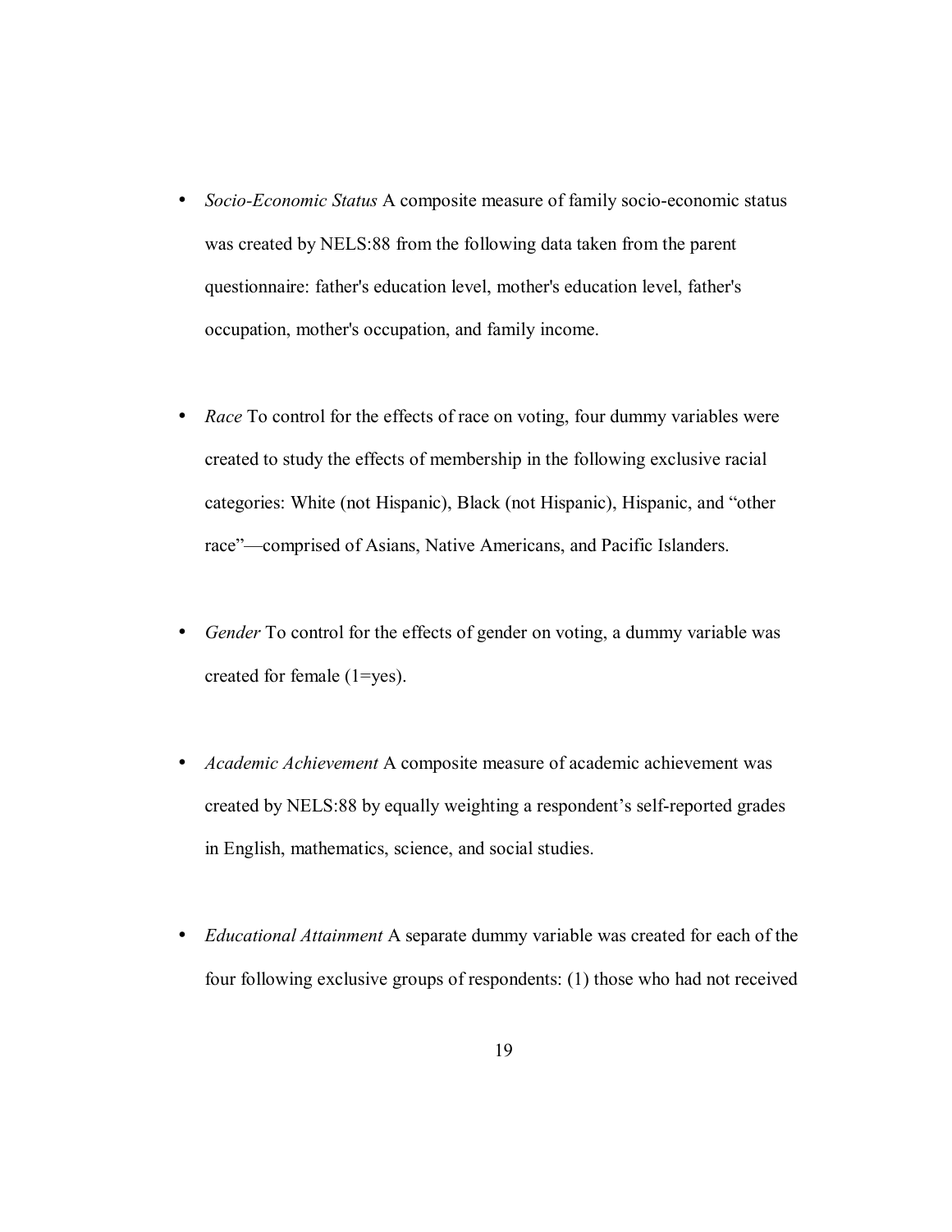- *Socio-Economic Status* A composite measure of family socio-economic status was created by NELS:88 from the following data taken from the parent questionnaire: father's education level, mother's education level, father's occupation, mother's occupation, and family income.

- *Race* To control for the effects of race on voting, four dummy variables were created to study the effects of membership in the following exclusive racial categories: White (not Hispanic), Black (not Hispanic), Hispanic, and "other race"—comprised of Asians, Native Americans, and Pacific Islanders.

- *Gender* To control for the effects of gender on voting, a dummy variable was created for female (1=yes).

- *Academic Achievement* A composite measure of academic achievement was created by NELS:88 by equally weighting a respondent's self-reported grades in English, mathematics, science, and social studies.

- *Educational Attainment* A separate dummy variable was created for each of the four following exclusive groups of respondents: (1) those who had not received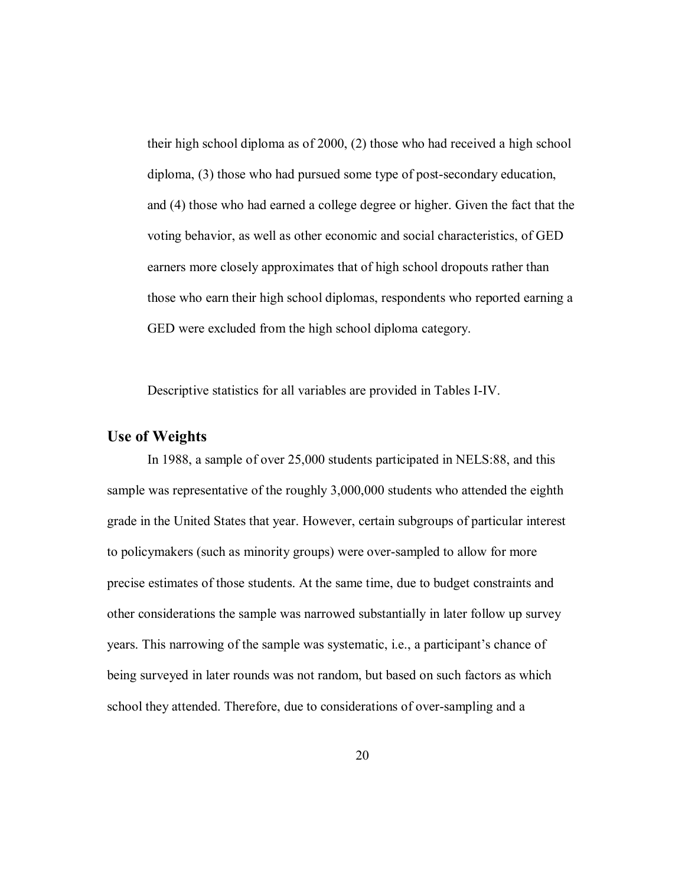their high school diploma as of 2000, (2) those who had received a high school diploma, (3) those who had pursued some type of post-secondary education, and (4) those who had earned a college degree or higher. Given the fact that the voting behavior, as well as other economic and social characteristics, of GED earners more closely approximates that of high school dropouts rather than those who earn their high school diplomas, respondents who reported earning a GED were excluded from the high school diploma category.

Descriptive statistics for all variables are provided in Tables I-IV.

## Use of Weights

In 1988, a sample of over 25,000 students participated in NELS:88, and this sample was representative of the roughly 3,000,000 students who attended the eighth grade in the United States that year. However, certain subgroups of particular interest to policymakers (such as minority groups) were over-sampled to allow for more precise estimates of those students. At the same time, due to budget constraints and other considerations the sample was narrowed substantially in later follow up survey years. This narrowing of the sample was systematic, i.e., a participant's chance of being surveyed in later rounds was not random, but based on such factors as which school they attended. Therefore, due to considerations of over-sampling and a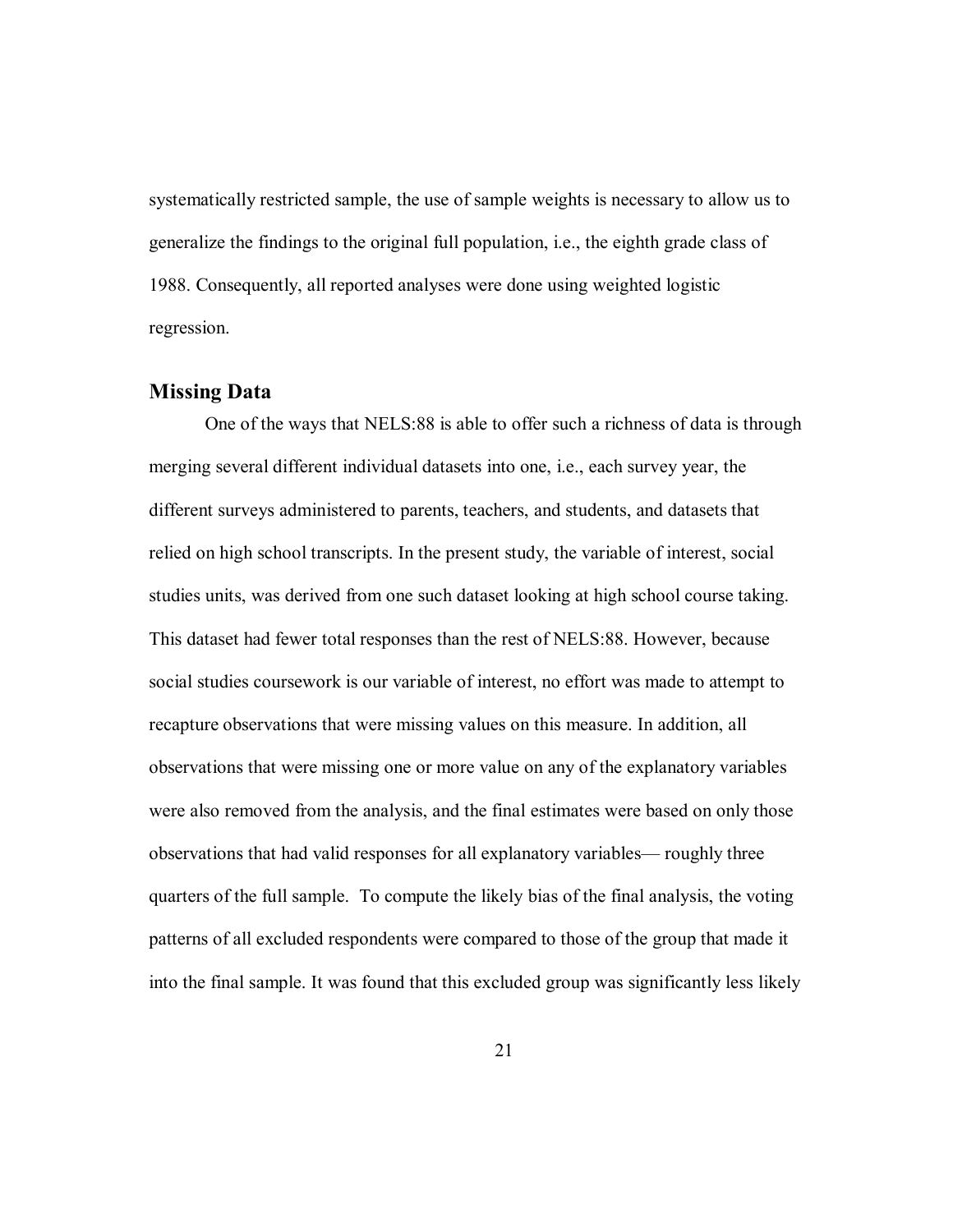systematically restricted sample, the use of sample weights is necessary to allow us to generalize the findings to the original full population, i.e., the eighth grade class of 1988. Consequently, all reported analyses were done using weighted logistic regression.

## Missing Data

One of the ways that NELS:88 is able to offer such a richness of data is through merging several different individual datasets into one, i.e., each survey year, the different surveys administered to parents, teachers, and students, and datasets that relied on high school transcripts. In the present study, the variable of interest, social studies units, was derived from one such dataset looking at high school course taking. This dataset had fewer total responses than the rest of NELS:88. However, because social studies coursework is our variable of interest, no effort was made to attempt to recapture observations that were missing values on this measure. In addition, all observations that were missing one or more value on any of the explanatory variables were also removed from the analysis, and the final estimates were based on only those observations that had valid responses for all explanatory variables— roughly three quarters of the full sample. To compute the likely bias of the final analysis, the voting patterns of all excluded respondents were compared to those of the group that made it into the final sample. It was found that this excluded group was significantly less likely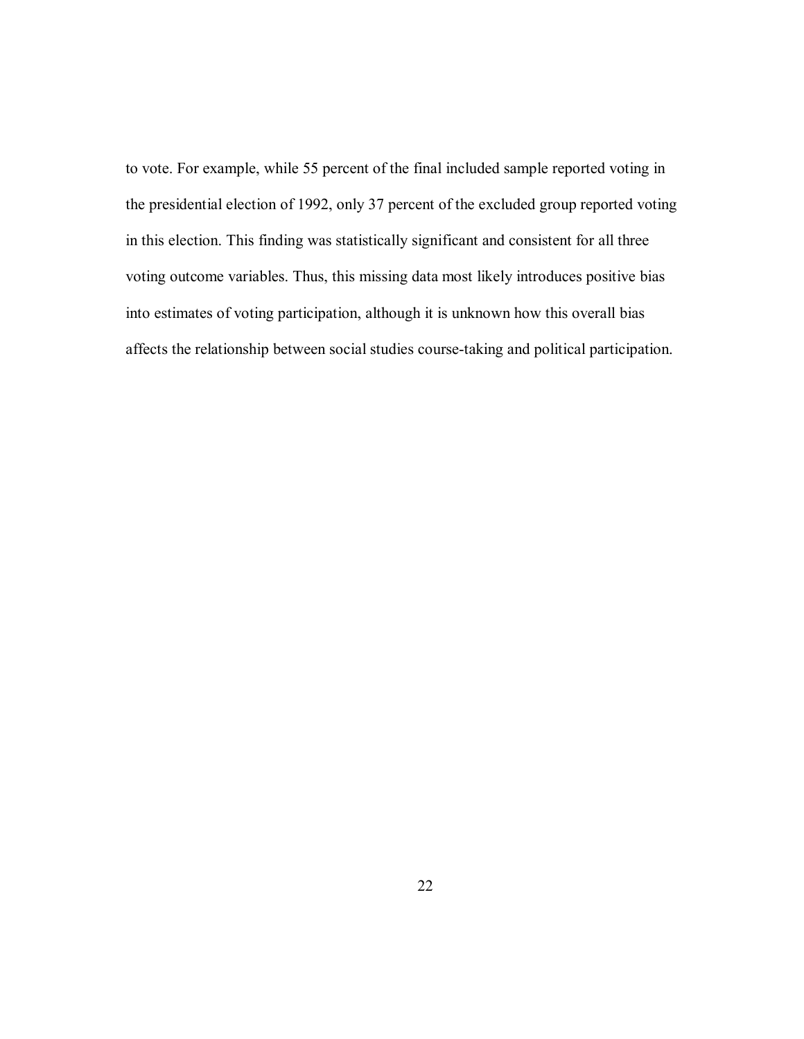to vote. For example, while 55 percent of the final included sample reported voting in the presidential election of 1992, only 37 percent of the excluded group reported voting in this election. This finding was statistically significant and consistent for all three voting outcome variables. Thus, this missing data most likely introduces positive bias into estimates of voting participation, although it is unknown how this overall bias affects the relationship between social studies course-taking and political participation.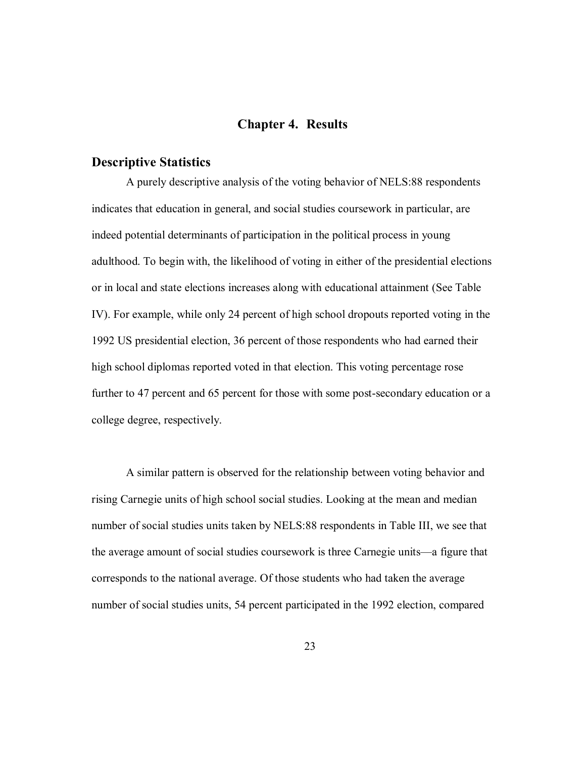# Chapter 4. Results

## Descriptive Statistics

A purely descriptive analysis of the voting behavior of NELS:88 respondents indicates that education in general, and social studies coursework in particular, are indeed potential determinants of participation in the political process in young adulthood. To begin with, the likelihood of voting in either of the presidential elections or in local and state elections increases along with educational attainment (See Table IV). For example, while only 24 percent of high school dropouts reported voting in the 1992 US presidential election, 36 percent of those respondents who had earned their high school diplomas reported voted in that election. This voting percentage rose further to 47 percent and 65 percent for those with some post-secondary education or a college degree, respectively.

A similar pattern is observed for the relationship between voting behavior and rising Carnegie units of high school social studies. Looking at the mean and median number of social studies units taken by NELS:88 respondents in Table III, we see that the average amount of social studies coursework is three Carnegie units—a figure that corresponds to the national average. Of those students who had taken the average number of social studies units, 54 percent participated in the 1992 election, compared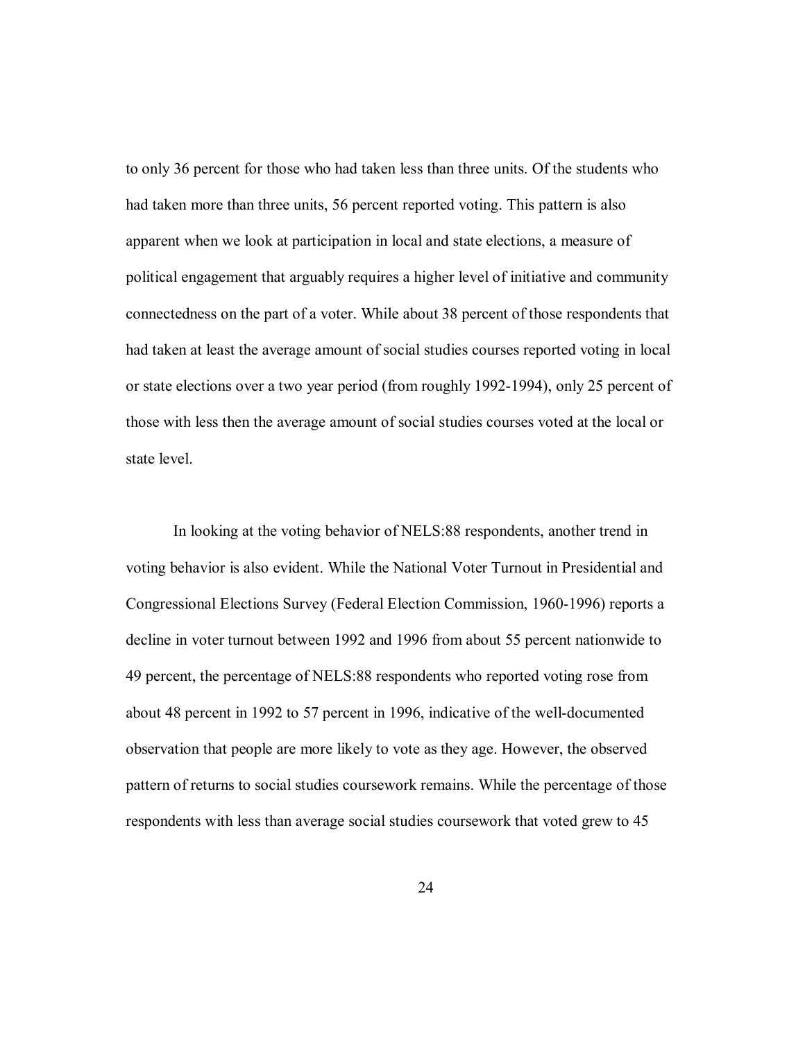to only 36 percent for those who had taken less than three units. Of the students who had taken more than three units, 56 percent reported voting. This pattern is also apparent when we look at participation in local and state elections, a measure of political engagement that arguably requires a higher level of initiative and community connectedness on the part of a voter. While about 38 percent of those respondents that had taken at least the average amount of social studies courses reported voting in local or state elections over a two year period (from roughly 1992-1994), only 25 percent of those with less then the average amount of social studies courses voted at the local or state level.

In looking at the voting behavior of NELS:88 respondents, another trend in voting behavior is also evident. While the National Voter Turnout in Presidential and Congressional Elections Survey (Federal Election Commission, 1960-1996) reports a decline in voter turnout between 1992 and 1996 from about 55 percent nationwide to 49 percent, the percentage of NELS:88 respondents who reported voting rose from about 48 percent in 1992 to 57 percent in 1996, indicative of the well-documented observation that people are more likely to vote as they age. However, the observed pattern of returns to social studies coursework remains. While the percentage of those respondents with less than average social studies coursework that voted grew to 45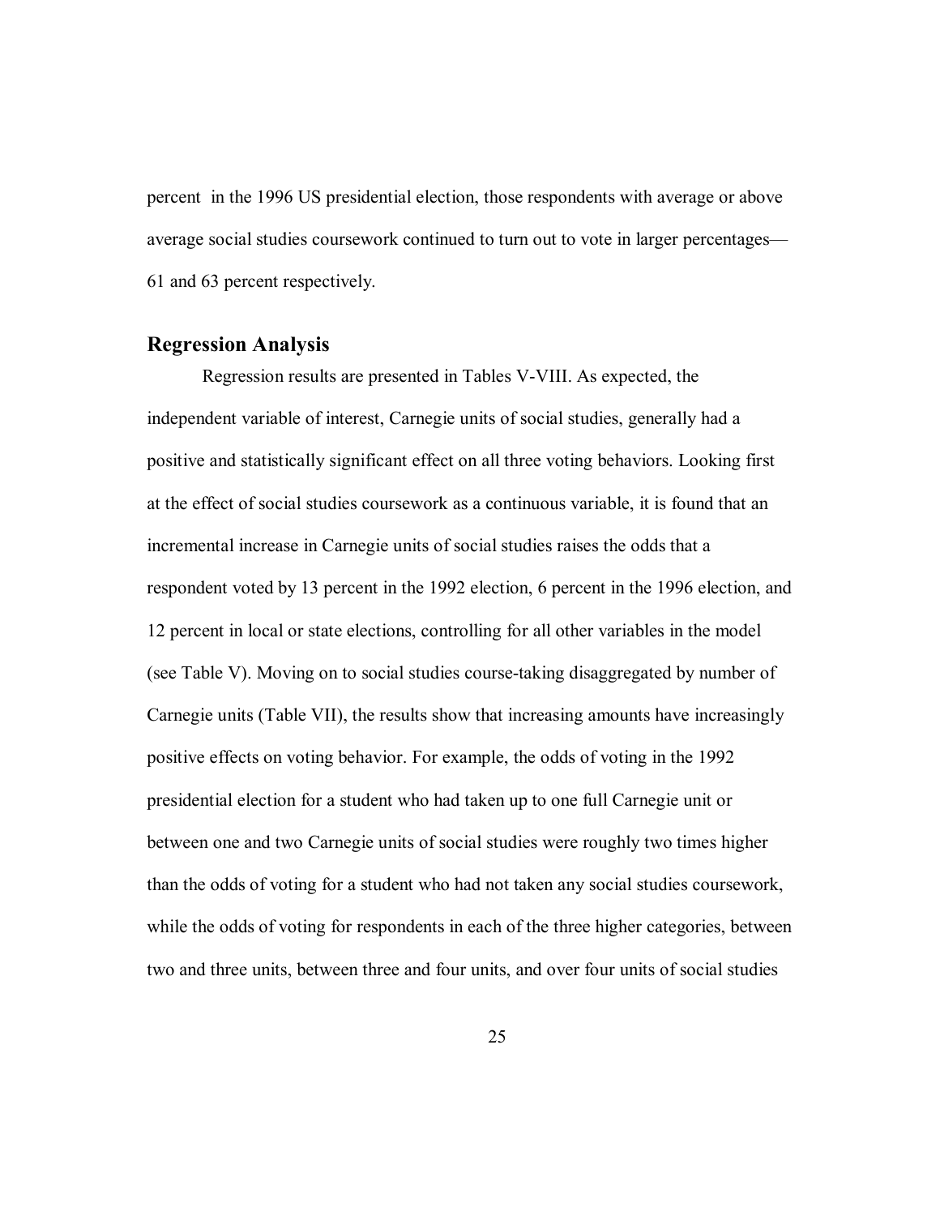percent in the 1996 US presidential election, those respondents with average or above average social studies coursework continued to turn out to vote in larger percentages—61 and 63 percent respectively.

## Regression Analysis

Regression results are presented in Tables V-VIII. As expected, the independent variable of interest, Carnegie units of social studies, generally had a positive and statistically significant effect on all three voting behaviors. Looking first at the effect of social studies coursework as a continuous variable, it is found that an incremental increase in Carnegie units of social studies raises the odds that a respondent voted by 13 percent in the 1992 election, 6 percent in the 1996 election, and 12 percent in local or state elections, controlling for all other variables in the model (see Table V). Moving on to social studies course-taking disaggregated by number of Carnegie units (Table VII), the results show that increasing amounts have increasingly positive effects on voting behavior. For example, the odds of voting in the 1992 presidential election for a student who had taken up to one full Carnegie unit or between one and two Carnegie units of social studies were roughly two times higher than the odds of voting for a student who had not taken any social studies coursework, while the odds of voting for respondents in each of the three higher categories, between two and three units, between three and four units, and over four units of social studies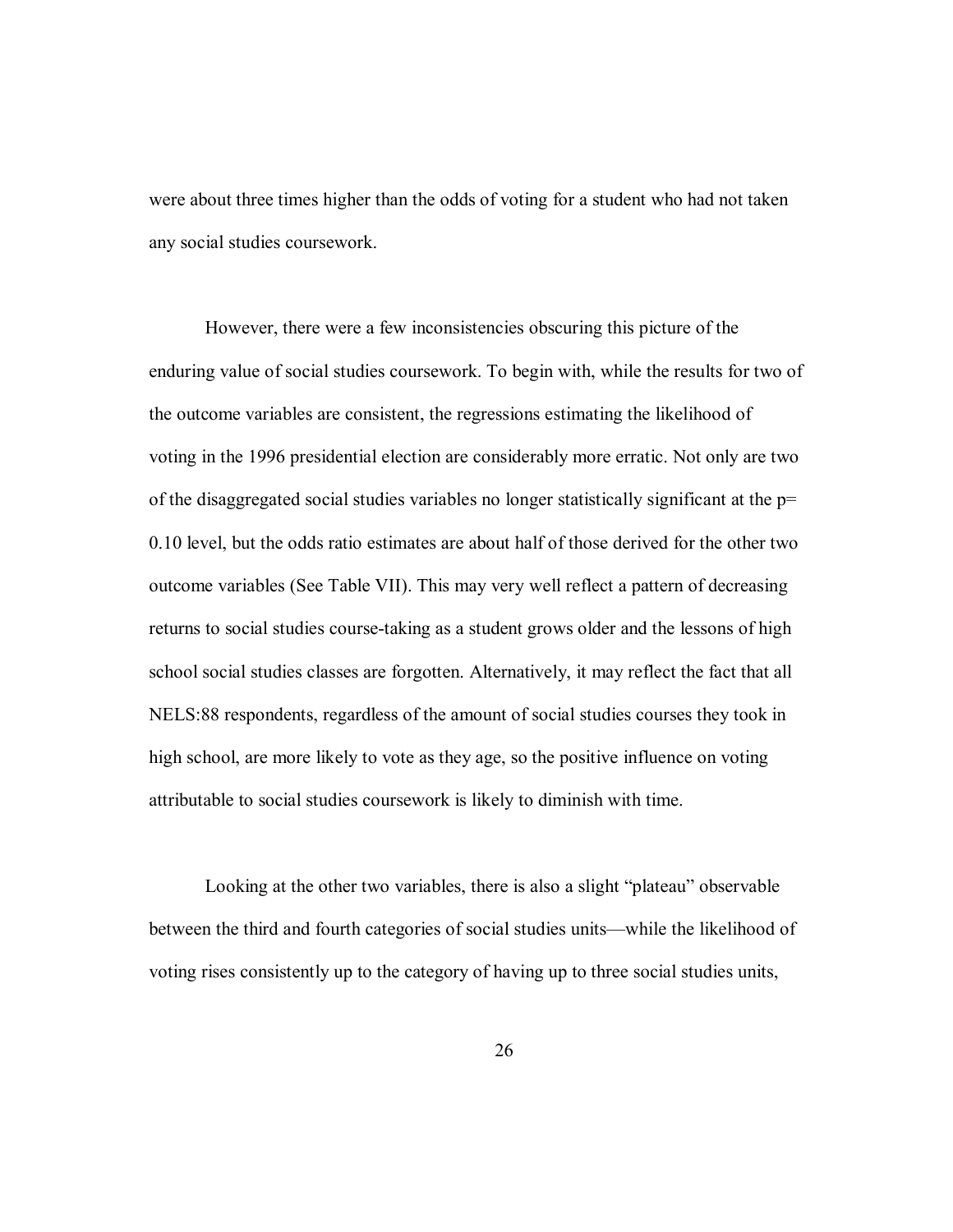were about three times higher than the odds of voting for a student who had not taken any social studies coursework.

However, there were a few inconsistencies obscuring this picture of the enduring value of social studies coursework. To begin with, while the results for two of the outcome variables are consistent, the regressions estimating the likelihood of voting in the 1996 presidential election are considerably more erratic. Not only are two of the disaggregated social studies variables no longer statistically significant at the p= 0.10 level, but the odds ratio estimates are about half of those derived for the other two outcome variables (See Table VII). This may very well reflect a pattern of decreasing returns to social studies course-taking as a student grows older and the lessons of high school social studies classes are forgotten. Alternatively, it may reflect the fact that all NELS:88 respondents, regardless of the amount of social studies courses they took in high school, are more likely to vote as they age, so the positive influence on voting attributable to social studies coursework is likely to diminish with time.

Looking at the other two variables, there is also a slight "plateau" observable between the third and fourth categories of social studies units—while the likelihood of voting rises consistently up to the category of having up to three social studies units,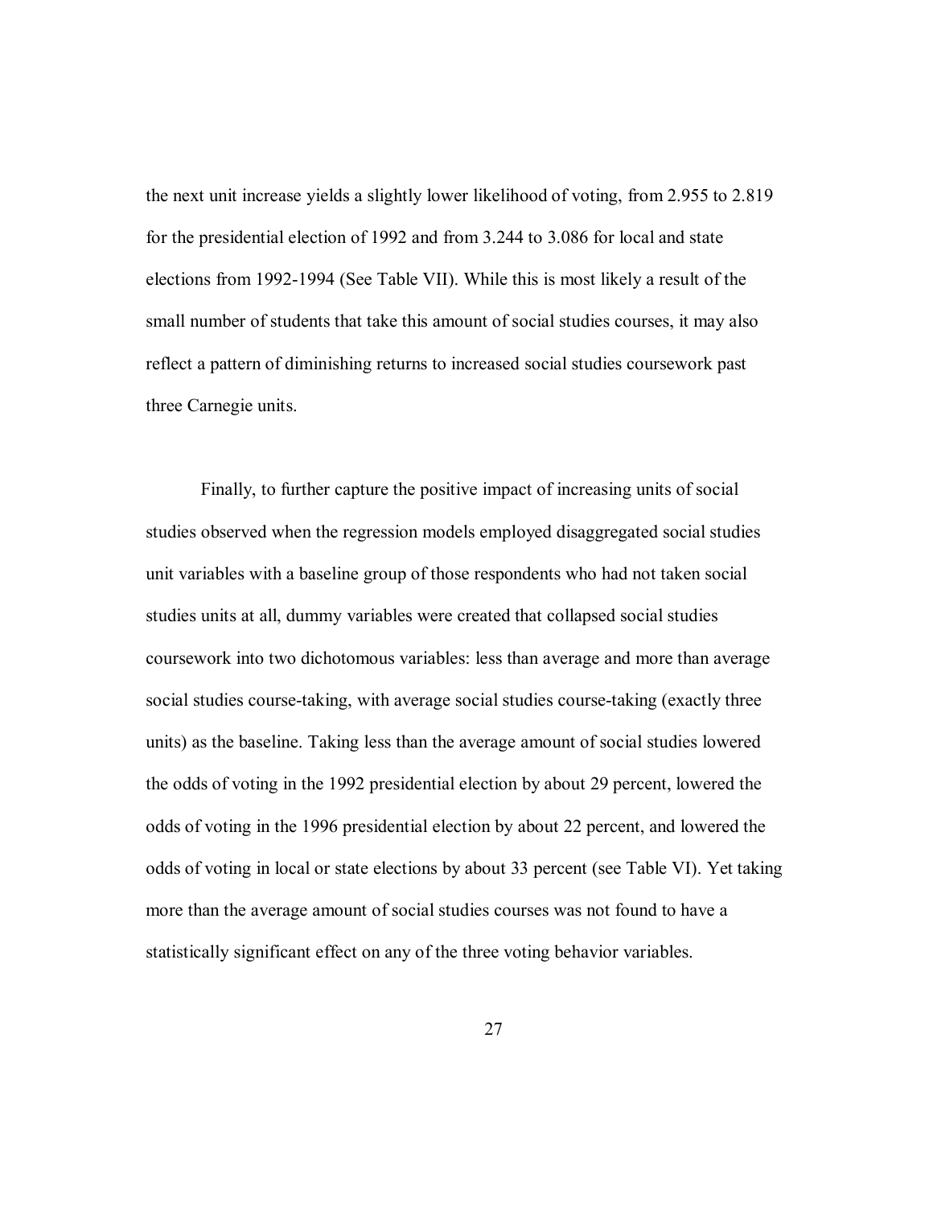the next unit increase yields a slightly lower likelihood of voting, from 2.955 to 2.819 for the presidential election of 1992 and from 3.244 to 3.086 for local and state elections from 1992-1994 (See Table VII). While this is most likely a result of the small number of students that take this amount of social studies courses, it may also reflect a pattern of diminishing returns to increased social studies coursework past three Carnegie units.

Finally, to further capture the positive impact of increasing units of social studies observed when the regression models employed disaggregated social studies unit variables with a baseline group of those respondents who had not taken social studies units at all, dummy variables were created that collapsed social studies coursework into two dichotomous variables: less than average and more than average social studies course-taking, with average social studies course-taking (exactly three units) as the baseline. Taking less than the average amount of social studies lowered the odds of voting in the 1992 presidential election by about 29 percent, lowered the odds of voting in the 1996 presidential election by about 22 percent, and lowered the odds of voting in local or state elections by about 33 percent (see Table VI). Yet taking more than the average amount of social studies courses was not found to have a statistically significant effect on any of the three voting behavior variables.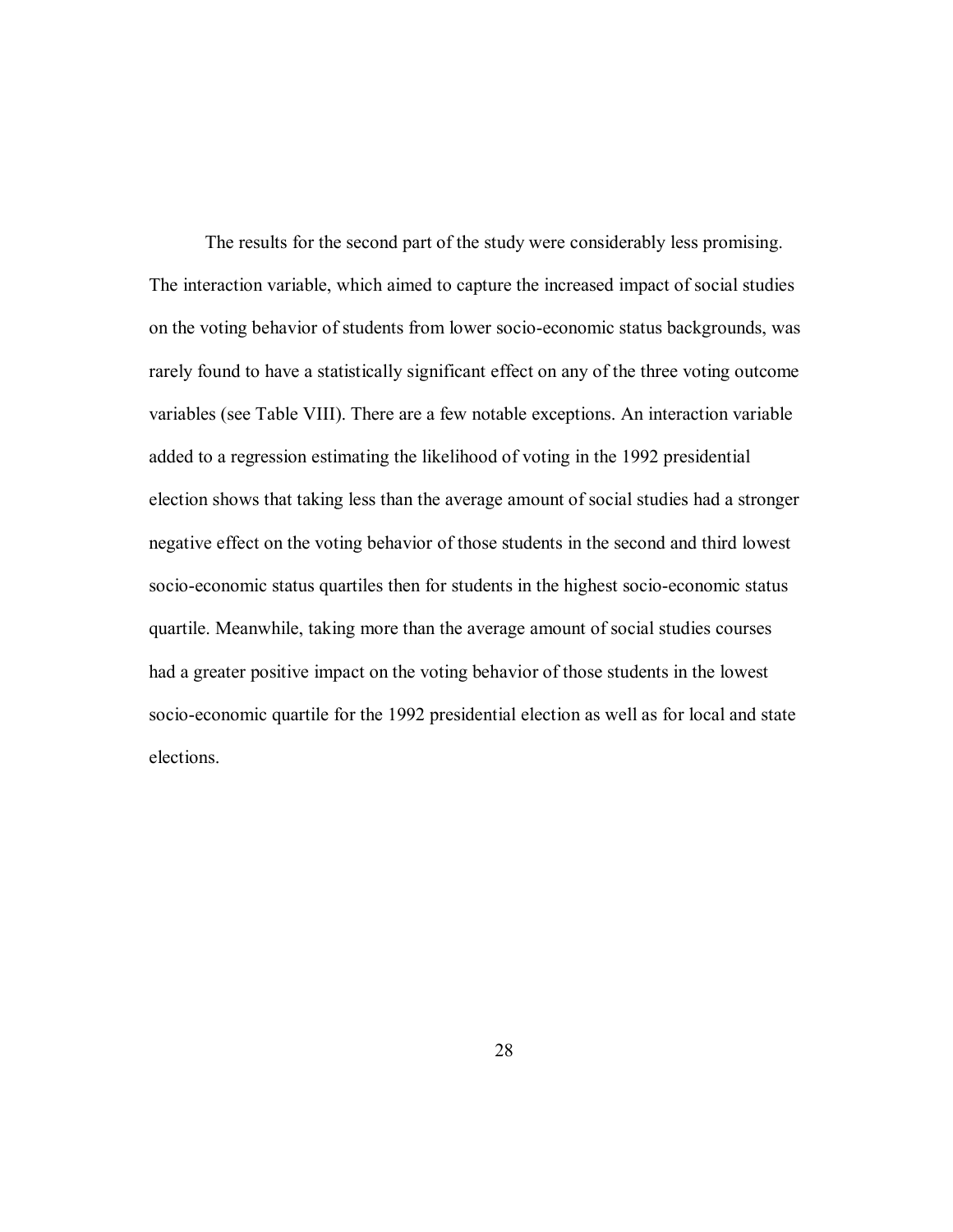The results for the second part of the study were considerably less promising. The interaction variable, which aimed to capture the increased impact of social studies on the voting behavior of students from lower socio-economic status backgrounds, was rarely found to have a statistically significant effect on any of the three voting outcome variables (see Table VIII). There are a few notable exceptions. An interaction variable added to a regression estimating the likelihood of voting in the 1992 presidential election shows that taking less than the average amount of social studies had a stronger negative effect on the voting behavior of those students in the second and third lowest socio-economic status quartiles then for students in the highest socio-economic status quartile. Meanwhile, taking more than the average amount of social studies courses had a greater positive impact on the voting behavior of those students in the lowest socio-economic quartile for the 1992 presidential election as well as for local and state elections.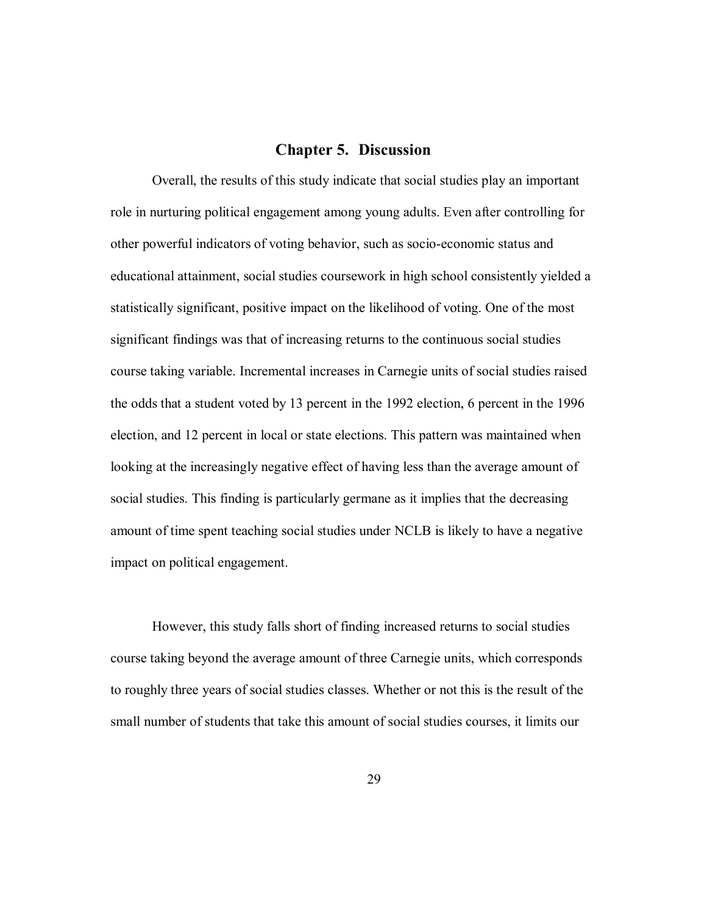# Chapter 5. Discussion

Overall, the results of this study indicate that social studies play an important role in nurturing political engagement among young adults. Even after controlling for other powerful indicators of voting behavior, such as socio-economic status and educational attainment, social studies coursework in high school consistently yielded a statistically significant, positive impact on the likelihood of voting. One of the most significant findings was that of increasing returns to the continuous social studies course taking variable. Incremental increases in Carnegie units of social studies raised the odds that a student voted by 13 percent in the 1992 election, 6 percent in the 1996 election, and 12 percent in local or state elections. This pattern was maintained when looking at the increasingly negative effect of having less than the average amount of social studies. This finding is particularly germane as it implies that the decreasing amount of time spent teaching social studies under NCLB is likely to have a negative impact on political engagement.

However, this study falls short of finding increased returns to social studies course taking beyond the average amount of three Carnegie units, which corresponds to roughly three years of social studies classes. Whether or not this is the result of the small number of students that take this amount of social studies courses, it limits our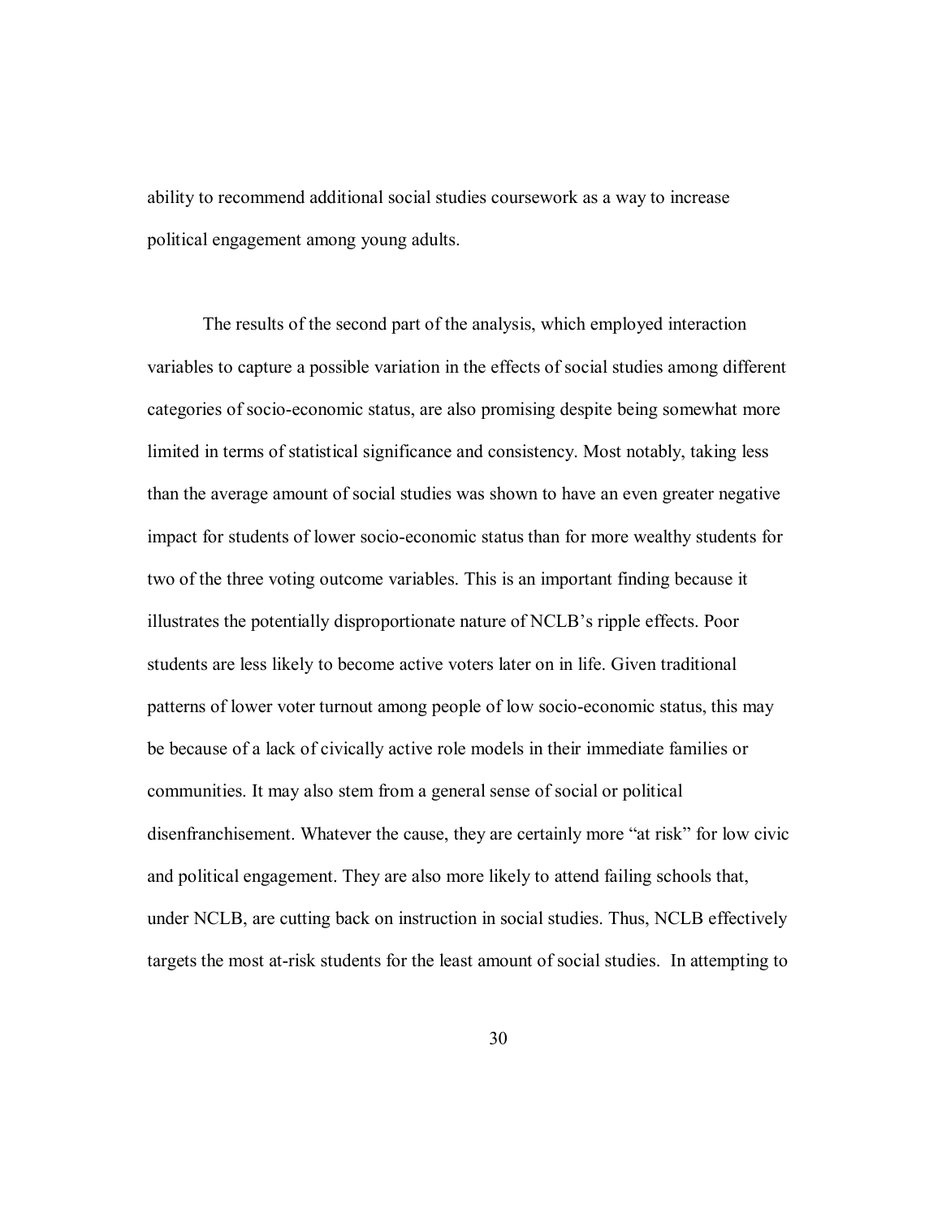ability to recommend additional social studies coursework as a way to increase political engagement among young adults.

The results of the second part of the analysis, which employed interaction variables to capture a possible variation in the effects of social studies among different categories of socio-economic status, are also promising despite being somewhat more limited in terms of statistical significance and consistency. Most notably, taking less than the average amount of social studies was shown to have an even greater negative impact for students of lower socio-economic status than for more wealthy students for two of the three voting outcome variables. This is an important finding because it illustrates the potentially disproportionate nature of NCLB's ripple effects. Poor students are less likely to become active voters later on in life. Given traditional patterns of lower voter turnout among people of low socio-economic status, this may be because of a lack of civically active role models in their immediate families or communities. It may also stem from a general sense of social or political disenfranchisement. Whatever the cause, they are certainly more "at risk" for low civic and political engagement. They are also more likely to attend failing schools that, under NCLB, are cutting back on instruction in social studies. Thus, NCLB effectively targets the most at-risk students for the least amount of social studies. In attempting to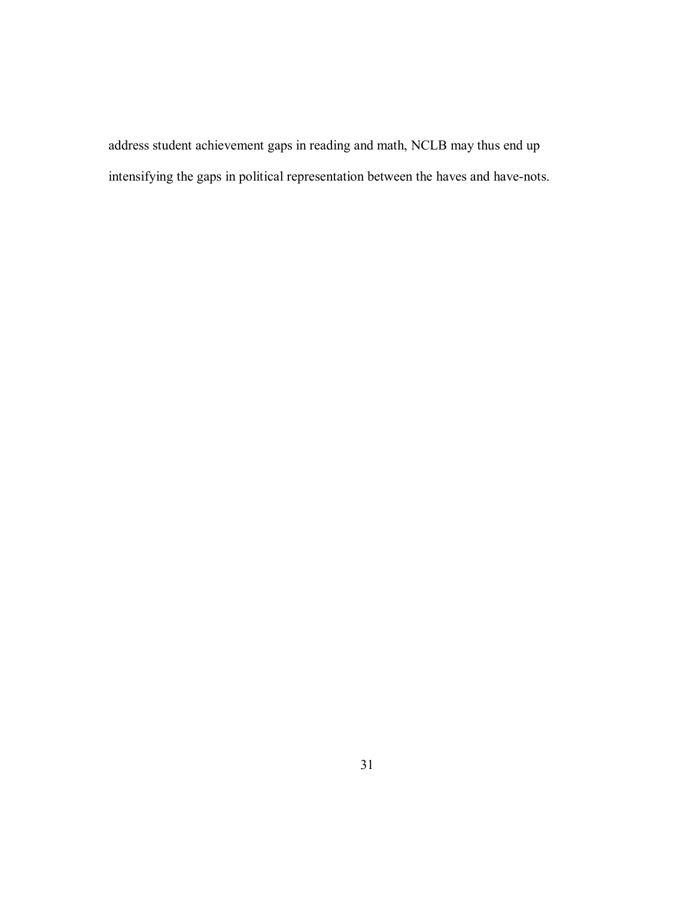address student achievement gaps in reading and math, NCLB may thus end up intensifying the gaps in political representation between the haves and have-nots.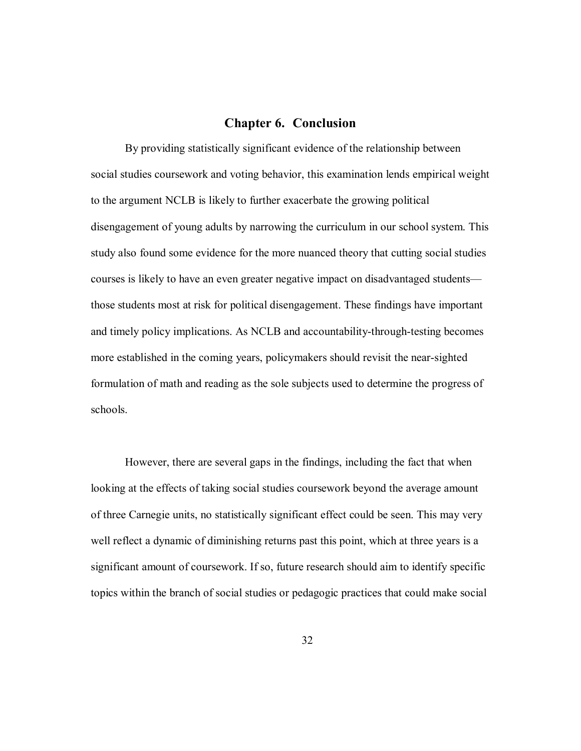# Chapter 6. Conclusion

By providing statistically significant evidence of the relationship between social studies coursework and voting behavior, this examination lends empirical weight to the argument NCLB is likely to further exacerbate the growing political disengagement of young adults by narrowing the curriculum in our school system. This study also found some evidence for the more nuanced theory that cutting social studies courses is likely to have an even greater negative impact on disadvantaged students—those students most at risk for political disengagement. These findings have important and timely policy implications. As NCLB and accountability-through-testing becomes more established in the coming years, policymakers should revisit the near-sighted formulation of math and reading as the sole subjects used to determine the progress of schools.

However, there are several gaps in the findings, including the fact that when looking at the effects of taking social studies coursework beyond the average amount of three Carnegie units, no statistically significant effect could be seen. This may very well reflect a dynamic of diminishing returns past this point, which at three years is a significant amount of coursework. If so, future research should aim to identify specific topics within the branch of social studies or pedagogic practices that could make social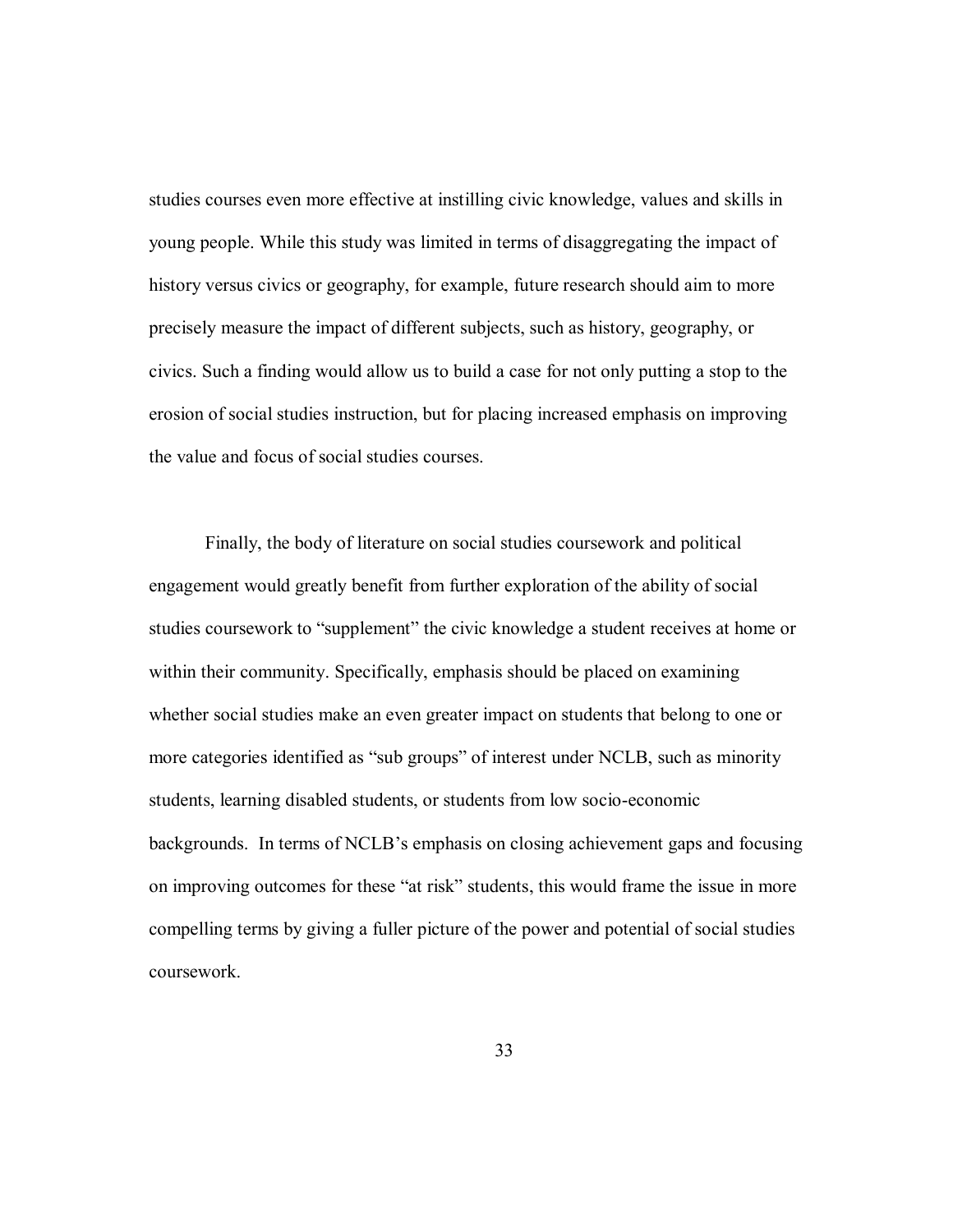studies courses even more effective at instilling civic knowledge, values and skills in young people. While this study was limited in terms of disaggregating the impact of history versus civics or geography, for example, future research should aim to more precisely measure the impact of different subjects, such as history, geography, or civics. Such a finding would allow us to build a case for not only putting a stop to the erosion of social studies instruction, but for placing increased emphasis on improving the value and focus of social studies courses.

Finally, the body of literature on social studies coursework and political engagement would greatly benefit from further exploration of the ability of social studies coursework to "supplement" the civic knowledge a student receives at home or within their community. Specifically, emphasis should be placed on examining whether social studies make an even greater impact on students that belong to one or more categories identified as "sub groups" of interest under NCLB, such as minority students, learning disabled students, or students from low socio-economic backgrounds. In terms of NCLB's emphasis on closing achievement gaps and focusing on improving outcomes for these "at risk" students, this would frame the issue in more compelling terms by giving a fuller picture of the power and potential of social studies coursework.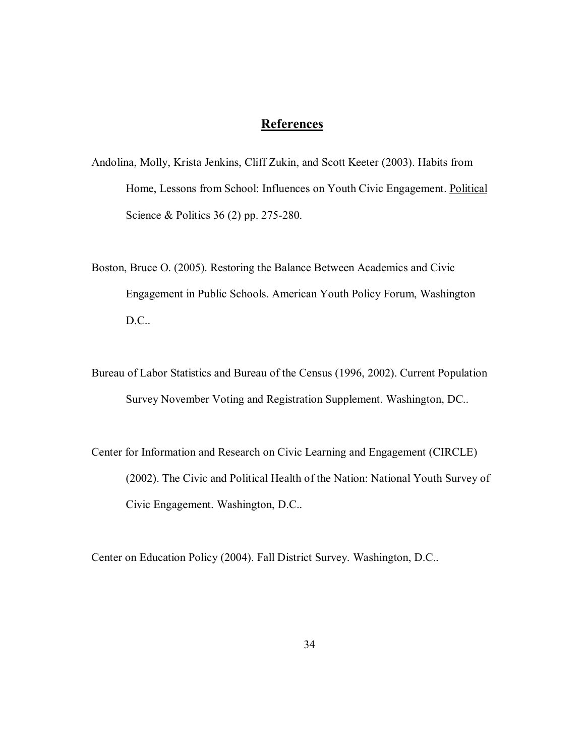## References

Andolina, Molly, Krista Jenkins, Cliff Zukin, and Scott Keeter (2003). Habits from Home, Lessons from School: Influences on Youth Civic Engagement. Political Science & Politics 36 (2) pp. 275-280.

Boston, Bruce O. (2005). Restoring the Balance Between Academics and Civic Engagement in Public Schools. American Youth Policy Forum, Washington D.C..

Bureau of Labor Statistics and Bureau of the Census (1996, 2002). Current Population Survey November Voting and Registration Supplement. Washington, DC..

Center for Information and Research on Civic Learning and Engagement (CIRCLE) (2002). The Civic and Political Health of the Nation: National Youth Survey of Civic Engagement. Washington, D.C..

Center on Education Policy (2004). Fall District Survey. Washington, D.C..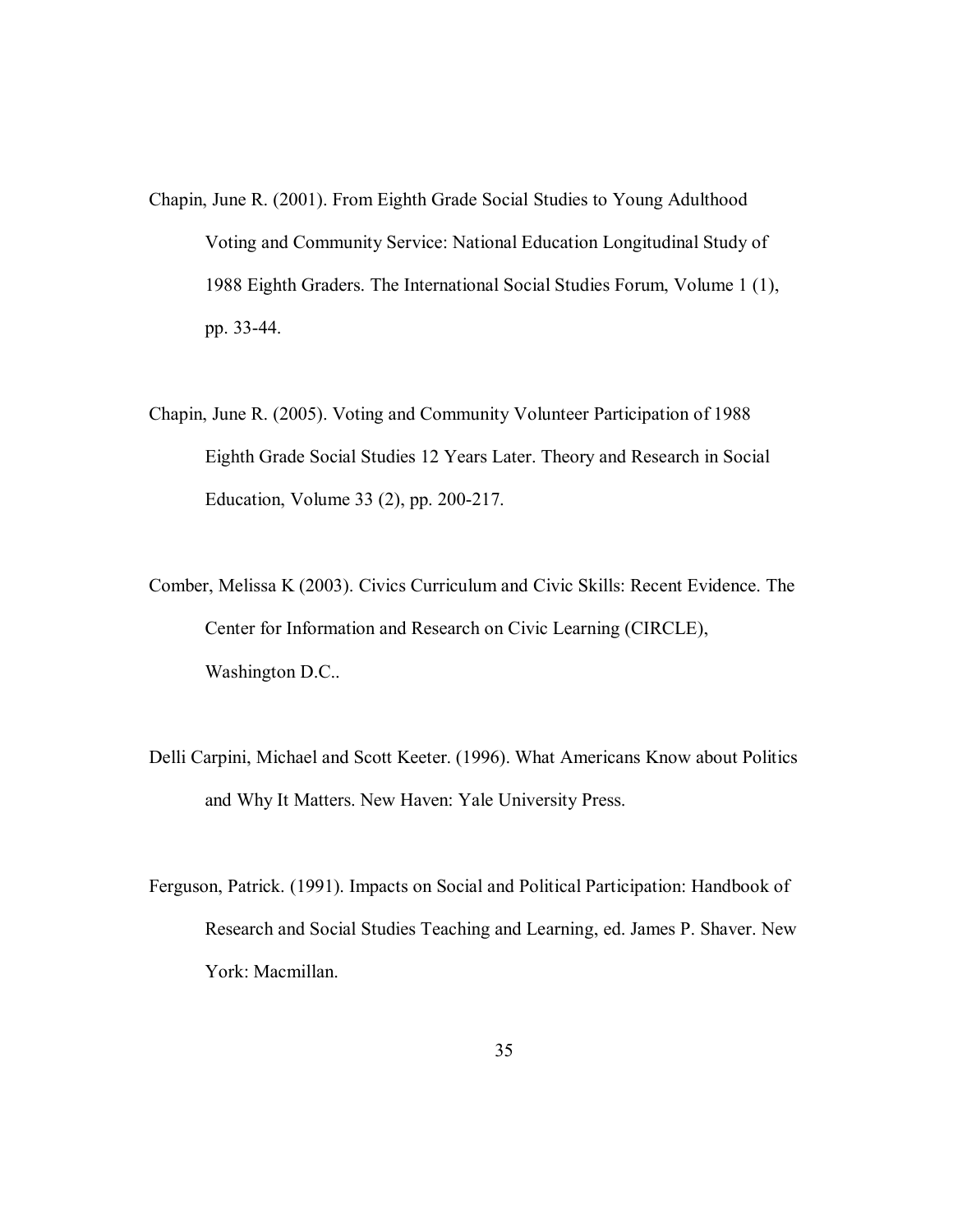Chapin, June R. (2001). From Eighth Grade Social Studies to Young Adulthood Voting and Community Service: National Education Longitudinal Study of 1988 Eighth Graders. The International Social Studies Forum, Volume 1 (1), pp. 33-44.

Chapin, June R. (2005). Voting and Community Volunteer Participation of 1988 Eighth Grade Social Studies 12 Years Later. Theory and Research in Social Education, Volume 33 (2), pp. 200-217.

Comber, Melissa K (2003). Civics Curriculum and Civic Skills: Recent Evidence. The Center for Information and Research on Civic Learning (CIRCLE), Washington D.C..

Delli Carpini, Michael and Scott Keeter. (1996). What Americans Know about Politics and Why It Matters. New Haven: Yale University Press.

Ferguson, Patrick. (1991). Impacts on Social and Political Participation: Handbook of Research and Social Studies Teaching and Learning, ed. James P. Shaver. New York: Macmillan.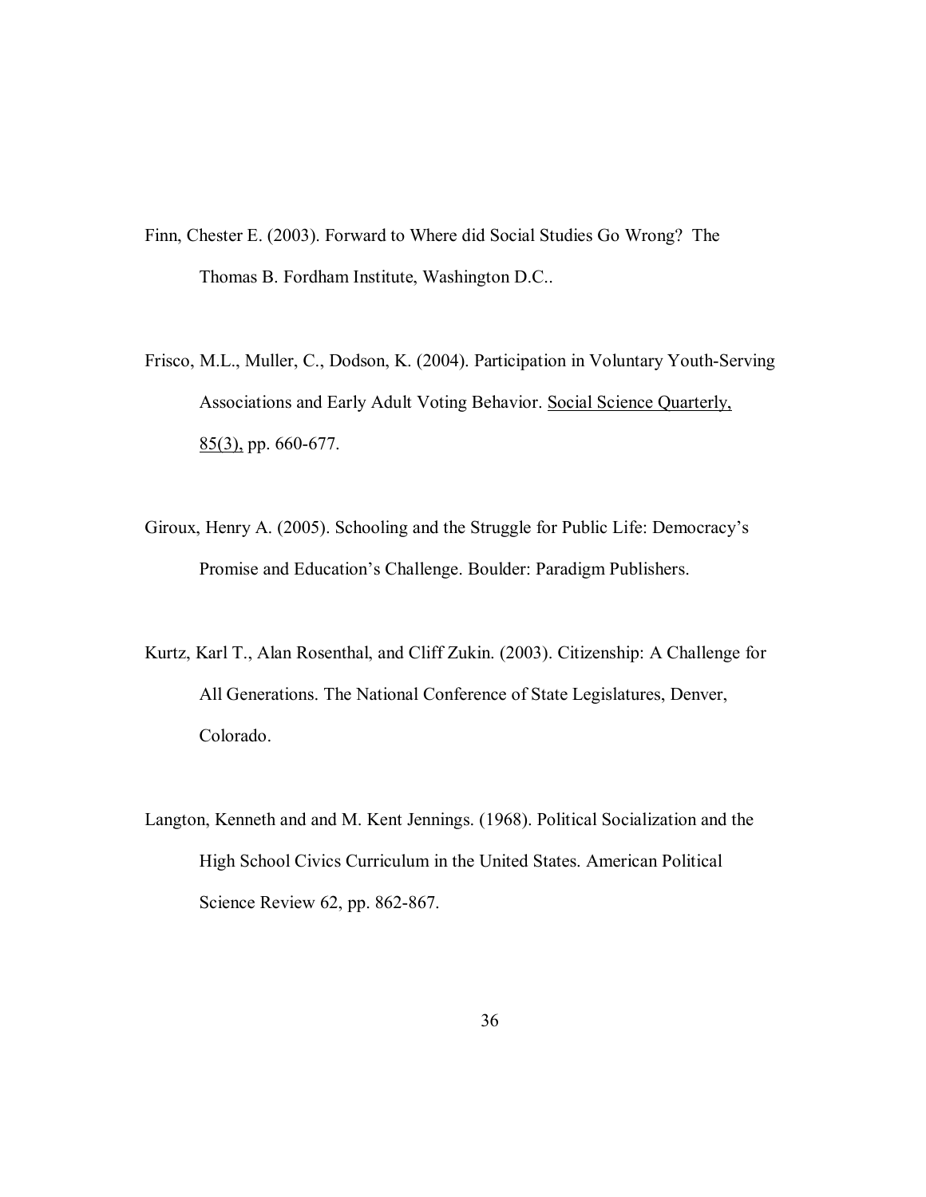Finn, Chester E. (2003). Forward to Where did Social Studies Go Wrong? The Thomas B. Fordham Institute, Washington D.C..

Frisco, M.L., Muller, C., Dodson, K. (2004). Participation in Voluntary Youth-Serving Associations and Early Adult Voting Behavior. Social Science Quarterly, 85(3), pp. 660-677.

Giroux, Henry A. (2005). Schooling and the Struggle for Public Life: Democracy's Promise and Education's Challenge. Boulder: Paradigm Publishers.

Kurtz, Karl T., Alan Rosenthal, and Cliff Zukin. (2003). Citizenship: A Challenge for All Generations. The National Conference of State Legislatures, Denver, Colorado.

Langton, Kenneth and and M. Kent Jennings. (1968). Political Socialization and the High School Civics Curriculum in the United States. American Political Science Review 62, pp. 862-867.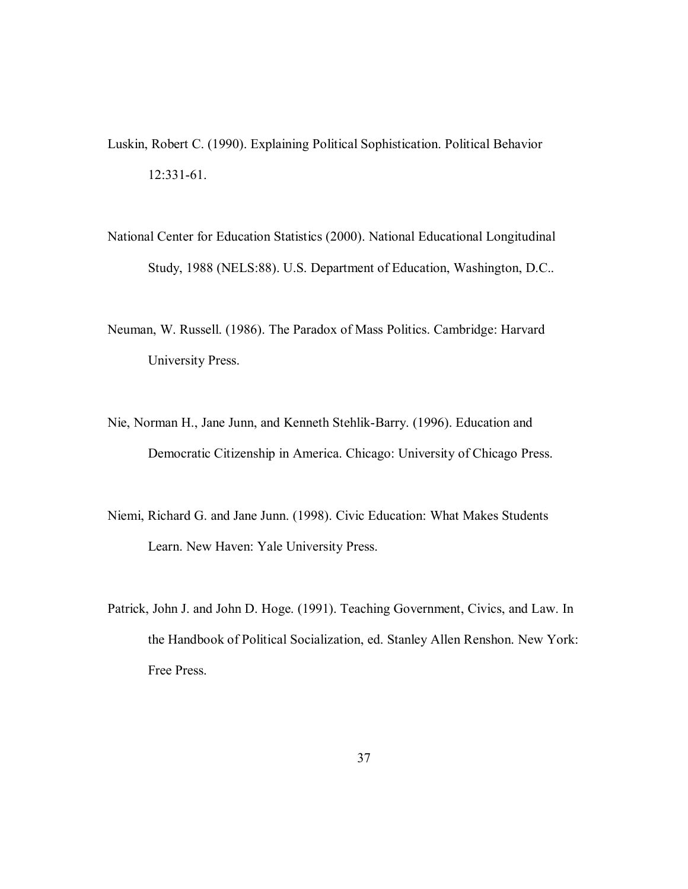Luskin, Robert C. (1990). Explaining Political Sophistication. Political Behavior 12:331-61.

National Center for Education Statistics (2000). National Educational Longitudinal Study, 1988 (NELS:88). U.S. Department of Education, Washington, D.C..

Neuman, W. Russell. (1986). The Paradox of Mass Politics. Cambridge: Harvard University Press.

Nie, Norman H., Jane Junn, and Kenneth Stehlik-Barry. (1996). Education and Democratic Citizenship in America. Chicago: University of Chicago Press.

Niemi, Richard G. and Jane Junn. (1998). Civic Education: What Makes Students Learn. New Haven: Yale University Press.

Patrick, John J. and John D. Hoge. (1991). Teaching Government, Civics, and Law. In the Handbook of Political Socialization, ed. Stanley Allen Renshon. New York: Free Press.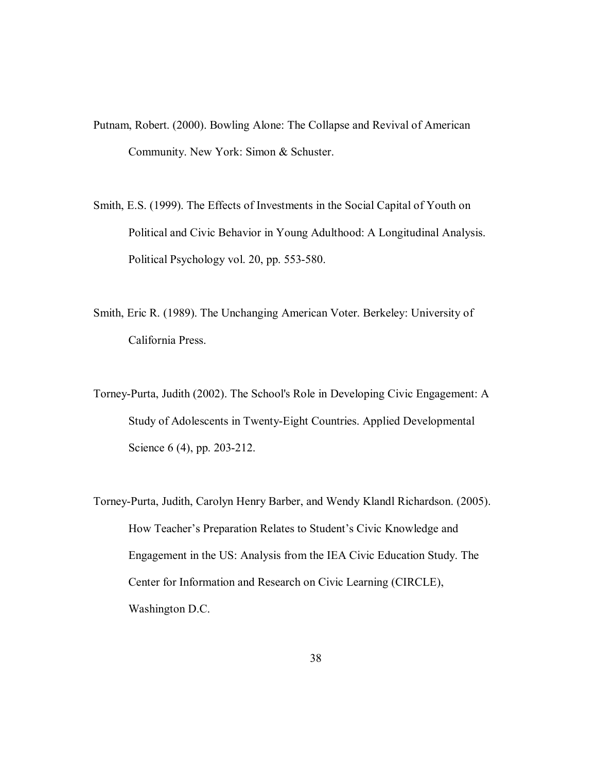Putnam, Robert. (2000). Bowling Alone: The Collapse and Revival of American Community. New York: Simon & Schuster.

Smith, E.S. (1999). The Effects of Investments in the Social Capital of Youth on Political and Civic Behavior in Young Adulthood: A Longitudinal Analysis. Political Psychology vol. 20, pp. 553-580.

Smith, Eric R. (1989). The Unchanging American Voter. Berkeley: University of California Press.

Torney-Purta, Judith (2002). The School's Role in Developing Civic Engagement: A Study of Adolescents in Twenty-Eight Countries. Applied Developmental Science 6 (4), pp. 203-212.

Torney-Purta, Judith, Carolyn Henry Barber, and Wendy Klandl Richardson. (2005). How Teacher's Preparation Relates to Student's Civic Knowledge and Engagement in the US: Analysis from the IEA Civic Education Study. The Center for Information and Research on Civic Learning (CIRCLE), Washington D.C.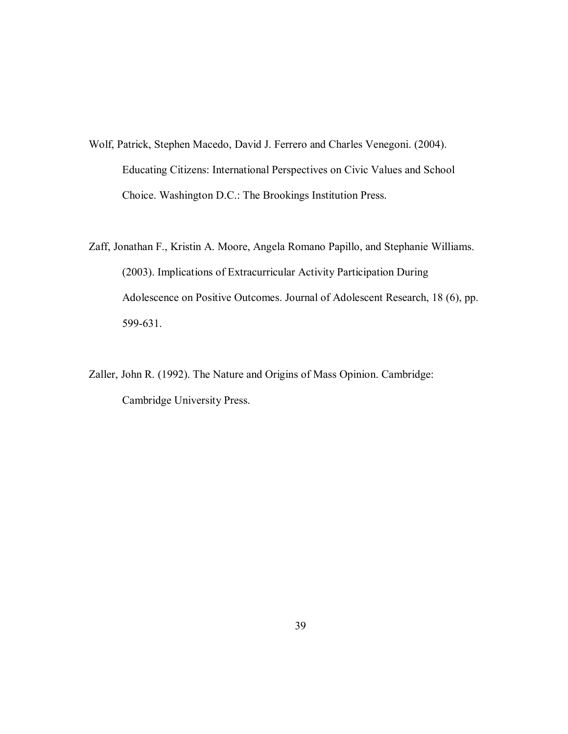Wolf, Patrick, Stephen Macedo, David J. Ferrero and Charles Venegoni. (2004). Educating Citizens: International Perspectives on Civic Values and School Choice. Washington D.C.: The Brookings Institution Press.

Zaff, Jonathan F., Kristin A. Moore, Angela Romano Papillo, and Stephanie Williams. (2003). Implications of Extracurricular Activity Participation During Adolescence on Positive Outcomes. Journal of Adolescent Research, 18 (6), pp. 599-631.

Zaller, John R. (1992). The Nature and Origins of Mass Opinion. Cambridge: Cambridge University Press.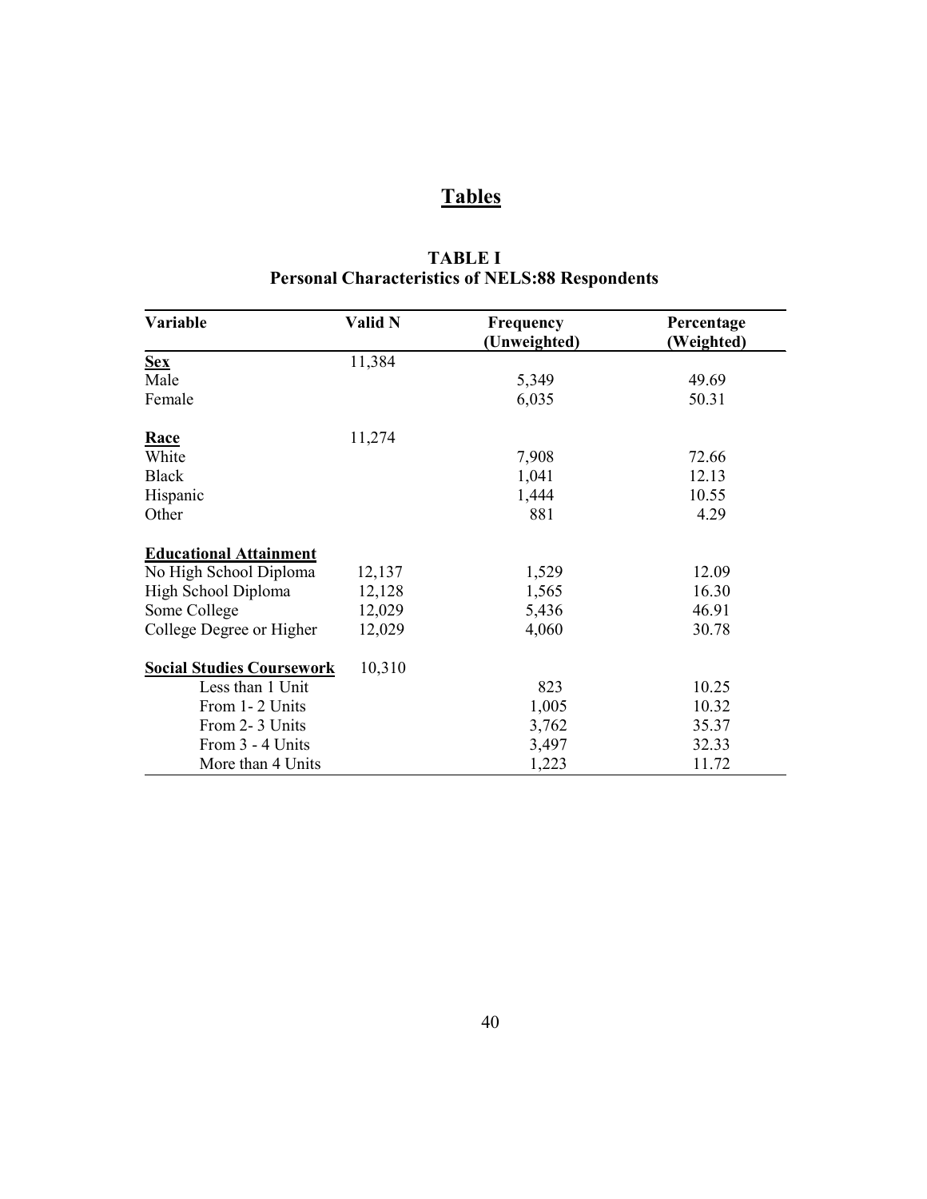# Tables

**TABLE I**
**Personal Characteristics of NELS:88 Respondents**

| Variable | Valid N | Frequency (Unweighted) | Percentage (Weighted) |
|---|---|---|---|
| **Sex** | 11,384 | | |
| Male | | 5,349 | 49.69 |
| Female | | 6,035 | 50.31 |
| **Race** | 11,274 | | |
| White | | 7,908 | 72.66 |
| Black | | 1,041 | 12.13 |
| Hispanic | | 1,444 | 10.55 |
| Other | | 881 | 4.29 |
| **Educational Attainment** | | | |
| No High School Diploma | 12,137 | 1,529 | 12.09 |
| High School Diploma | 12,128 | 1,565 | 16.30 |
| Some College | 12,029 | 5,436 | 46.91 |
| College Degree or Higher | 12,029 | 4,060 | 30.78 |
| **Social Studies Coursework** | 10,310 | | |
| Less than 1 Unit | | 823 | 10.25 |
| From 1- 2 Units | | 1,005 | 10.32 |
| From 2- 3 Units | | 3,762 | 35.37 |
| From 3 - 4 Units | | 3,497 | 32.33 |
| More than 4 Units | | 1,223 | 11.72 |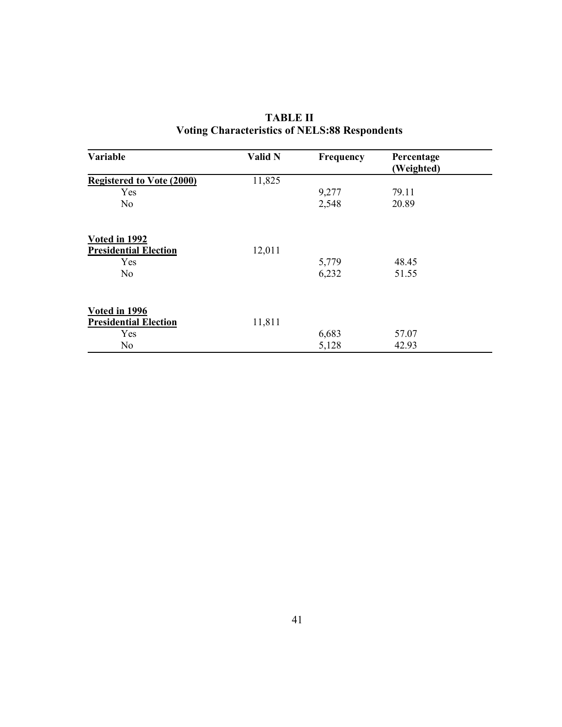**TABLE II**
**Voting Characteristics of NELS:88 Respondents**

| Variable | Valid N | Frequency | Percentage (Weighted) |
|---|---|---|---|
| **Registered to Vote (2000)** | 11,825 | | |
| Yes | | 9,277 | 79.11 |
| No | | 2,548 | 20.89 |
| **Voted in 1992 Presidential Election** | 12,011 | | |
| Yes | | 5,779 | 48.45 |
| No | | 6,232 | 51.55 |
| **Voted in 1996 Presidential Election** | 11,811 | | |
| Yes | | 6,683 | 57.07 |
| No | | 5,128 | 42.93 |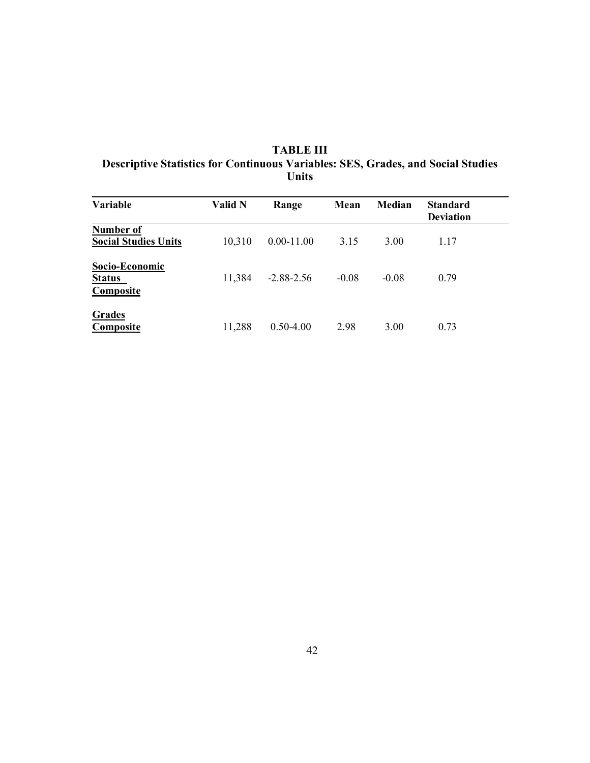**TABLE III**
**Descriptive Statistics for Continuous Variables: SES, Grades, and Social Studies Units**

| Variable | Valid N | Range | Mean | Median | Standard Deviation |
|---|---|---|---|---|---|
| **Number of Social Studies Units** | 10,310 | 0.00-11.00 | 3.15 | 3.00 | 1.17 |
| **Socio-Economic Status Composite** | 11,384 | -2.88-2.56 | -0.08 | -0.08 | 0.79 |
| **Grades Composite** | 11,288 | 0.50-4.00 | 2.98 | 3.00 | 0.73 |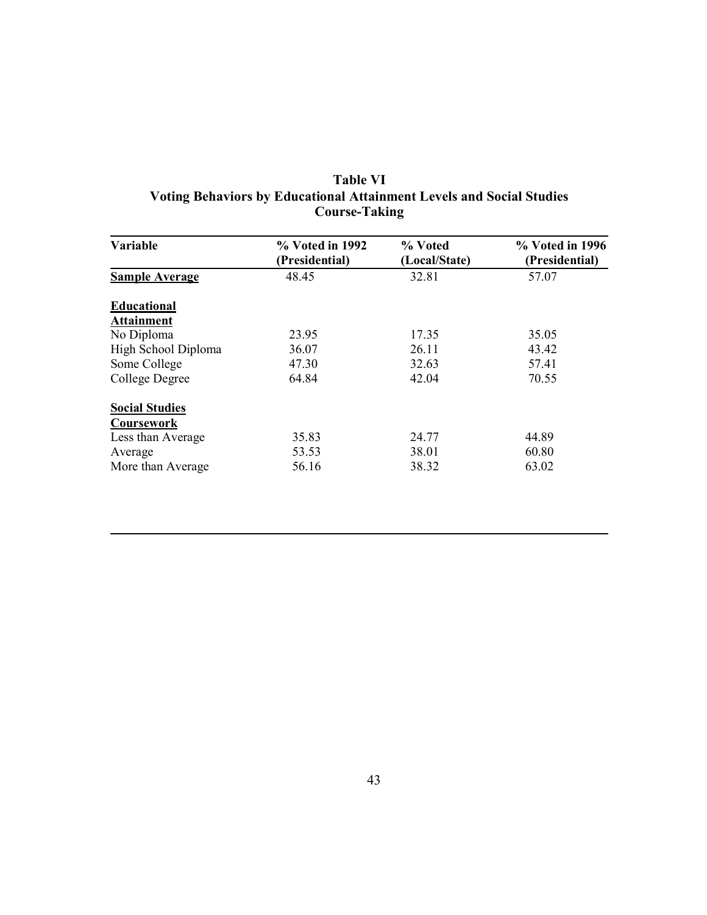**Table VI**
**Voting Behaviors by Educational Attainment Levels and Social Studies Course-Taking**

| Variable | % Voted in 1992 (Presidential) | % Voted (Local/State) | % Voted in 1996 (Presidential) |
|---|---|---|---|
| **Sample Average** | 48.45 | 32.81 | 57.07 |
| **Educational Attainment** | | | |
| No Diploma | 23.95 | 17.35 | 35.05 |
| High School Diploma | 36.07 | 26.11 | 43.42 |
| Some College | 47.30 | 32.63 | 57.41 |
| College Degree | 64.84 | 42.04 | 70.55 |
| **Social Studies Coursework** | | | |
| Less than Average | 35.83 | 24.77 | 44.89 |
| Average | 53.53 | 38.01 | 60.80 |
| More than Average | 56.16 | 38.32 | 63.02 |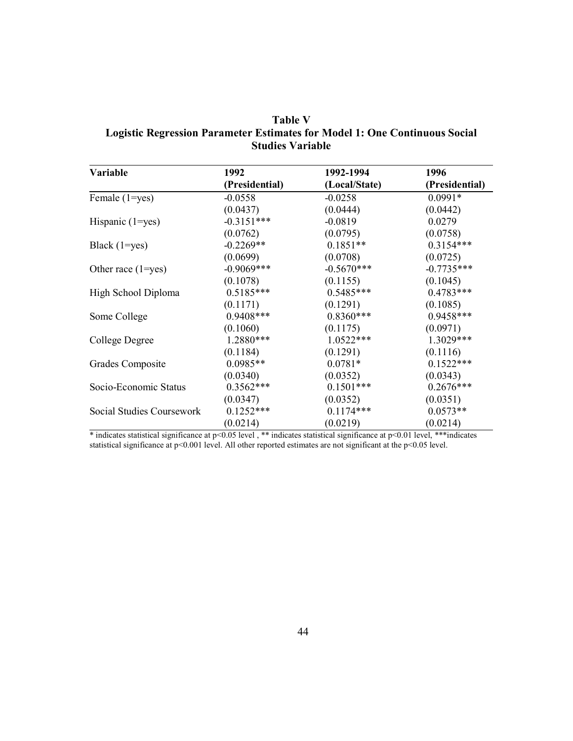**Table V**
**Logistic Regression Parameter Estimates for Model 1: One Continuous Social Studies Variable**

| Variable | 1992 (Presidential) | 1992-1994 (Local/State) | 1996 (Presidential) |
|---|---|---|---|
| Female (1=yes) | -0.0558 | -0.0258 | 0.0991* |
| | (0.0437) | (0.0444) | (0.0442) |
| Hispanic (1=yes) | -0.3151*** | -0.0819 | 0.0279 |
| | (0.0762) | (0.0795) | (0.0758) |
| Black (1=yes) | -0.2269** | 0.1851** | 0.3154*** |
| | (0.0699) | (0.0708) | (0.0725) |
| Other race (1=yes) | -0.9069*** | -0.5670*** | -0.7735*** |
| | (0.1078) | (0.1155) | (0.1045) |
| High School Diploma | 0.5185*** | 0.5485*** | 0.4783*** |
| | (0.1171) | (0.1291) | (0.1085) |
| Some College | 0.9408*** | 0.8360*** | 0.9458*** |
| | (0.1060) | (0.1175) | (0.0971) |
| College Degree | 1.2880*** | 1.0522*** | 1.3029*** |
| | (0.1184) | (0.1291) | (0.1116) |
| Grades Composite | 0.0985** | 0.0781* | 0.1522*** |
| | (0.0340) | (0.0352) | (0.0343) |
| Socio-Economic Status | 0.3562*** | 0.1501*** | 0.2676*** |
| | (0.0347) | (0.0352) | (0.0351) |
| Social Studies Coursework | 0.1252*** | 0.1174*** | 0.0573** |
| | (0.0214) | (0.0219) | (0.0214) |

* indicates statistical significance at $p<0.05$ level , ** indicates statistical significance at $p<0.01$ level, ***indicates statistical significance at $p<0.001$ level. All other reported estimates are not significant at the $p<0.05$ level.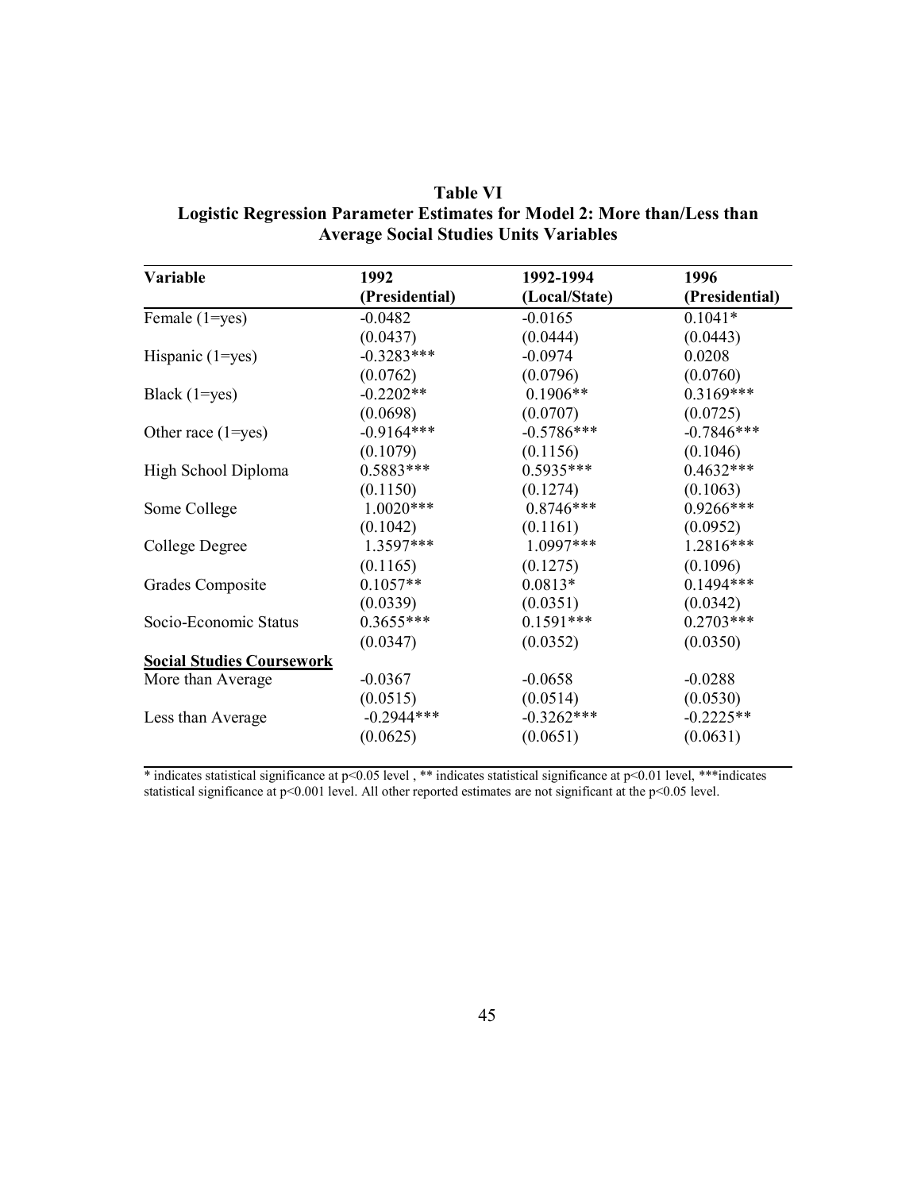**Table VI**
**Logistic Regression Parameter Estimates for Model 2: More than/Less than Average Social Studies Units Variables**

| Variable | 1992 (Presidential) | 1992-1994 (Local/State) | 1996 (Presidential) |
|---|---|---|---|
| Female (1=yes) | -0.0482 | -0.0165 | 0.1041* |
| | (0.0437) | (0.0444) | (0.0443) |
| Hispanic (1=yes) | -0.3283*** | -0.0974 | 0.0208 |
| | (0.0762) | (0.0796) | (0.0760) |
| Black (1=yes) | -0.2202** | 0.1906** | 0.3169*** |
| | (0.0698) | (0.0707) | (0.0725) |
| Other race (1=yes) | -0.9164*** | -0.5786*** | -0.7846*** |
| | (0.1079) | (0.1156) | (0.1046) |
| High School Diploma | 0.5883*** | 0.5935*** | 0.4632*** |
| | (0.1150) | (0.1274) | (0.1063) |
| Some College | 1.0020*** | 0.8746*** | 0.9266*** |
| | (0.1042) | (0.1161) | (0.0952) |
| College Degree | 1.3597*** | 1.0997*** | 1.2816*** |
| | (0.1165) | (0.1275) | (0.1096) |
| Grades Composite | 0.1057** | 0.0813* | 0.1494*** |
| | (0.0339) | (0.0351) | (0.0342) |
| Socio-Economic Status | 0.3655*** | 0.1591*** | 0.2703*** |
| | (0.0347) | (0.0352) | (0.0350) |
| **Social Studies Coursework** | | | |
| More than Average | -0.0367 | -0.0658 | -0.0288 |
| | (0.0515) | (0.0514) | (0.0530) |
| Less than Average | -0.2944*** | -0.3262*** | -0.2225** |
| | (0.0625) | (0.0651) | (0.0631) |

* indicates statistical significance at $p<0.05$ level , ** indicates statistical significance at $p<0.01$ level, ***indicates statistical significance at $p<0.001$ level. All other reported estimates are not significant at the $p<0.05$ level.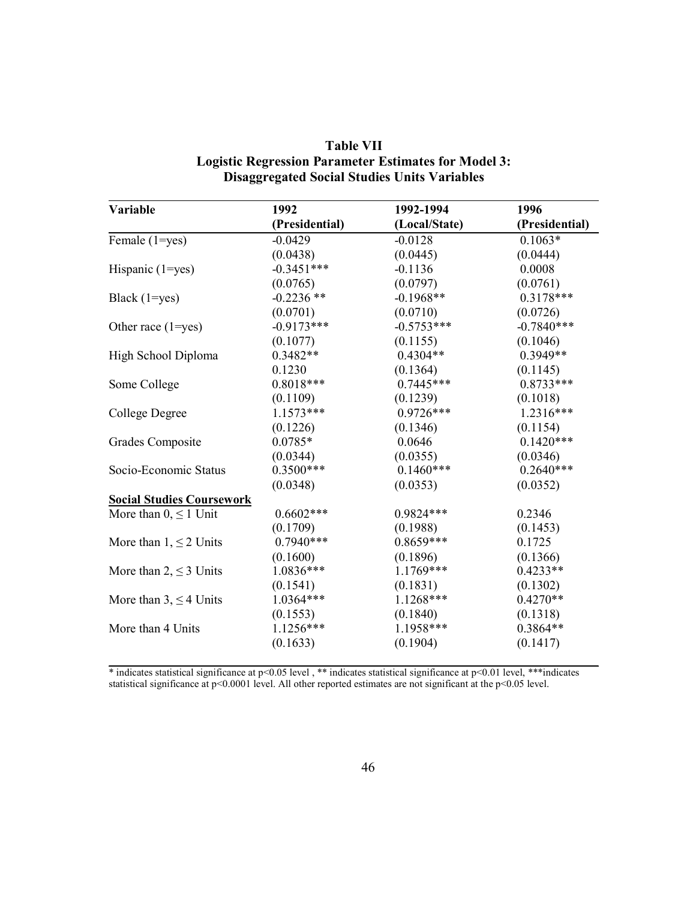**Table VII**
**Logistic Regression Parameter Estimates for Model 3:**
**Disaggregated Social Studies Units Variables**

| Variable | 1992 (Presidential) | 1992-1994 (Local/State) | 1996 (Presidential) |
|---|---|---|---|
| Female (1=yes) | -0.0429 | -0.0128 | 0.1063* |
| | (0.0438) | (0.0445) | (0.0444) |
| Hispanic (1=yes) | -0.3451*** | -0.1136 | 0.0008 |
| | (0.0765) | (0.0797) | (0.0761) |
| Black (1=yes) | -0.2236 ** | -0.1968** | 0.3178*** |
| | (0.0701) | (0.0710) | (0.0726) |
| Other race (1=yes) | -0.9173*** | -0.5753*** | -0.7840*** |
| | (0.1077) | (0.1155) | (0.1046) |
| High School Diploma | 0.3482** | 0.4304** | 0.3949** |
| | 0.1230 | (0.1364) | (0.1145) |
| Some College | 0.8018*** | 0.7445*** | 0.8733*** |
| | (0.1109) | (0.1239) | (0.1018) |
| College Degree | 1.1573*** | 0.9726*** | 1.2316*** |
| | (0.1226) | (0.1346) | (0.1154) |
| Grades Composite | 0.0785* | 0.0646 | 0.1420*** |
| | (0.0344) | (0.0355) | (0.0346) |
| Socio-Economic Status | 0.3500*** | 0.1460*** | 0.2640*** |
| | (0.0348) | (0.0353) | (0.0352) |
| **<u>Social Studies Coursework</u>** | | | |
| More than 0, ≤ 1 Unit | 0.6602*** | 0.9824*** | 0.2346 |
| | (0.1709) | (0.1988) | (0.1453) |
| More than 1, ≤ 2 Units | 0.7940*** | 0.8659*** | 0.1725 |
| | (0.1600) | (0.1896) | (0.1366) |
| More than 2, ≤ 3 Units | 1.0836*** | 1.1769*** | 0.4233** |
| | (0.1541) | (0.1831) | (0.1302) |
| More than 3, ≤ 4 Units | 1.0364*** | 1.1268*** | 0.4270** |
| | (0.1553) | (0.1840) | (0.1318) |
| More than 4 Units | 1.1256*** | 1.1958*** | 0.3864** |
| | (0.1633) | (0.1904) | (0.1417) |

\* indicates statistical significance at $p<0.05$ level , ** indicates statistical significance at $p<0.01$ level, ***indicates statistical significance at $p<0.0001$ level. All other reported estimates are not significant at the $p<0.05$ level.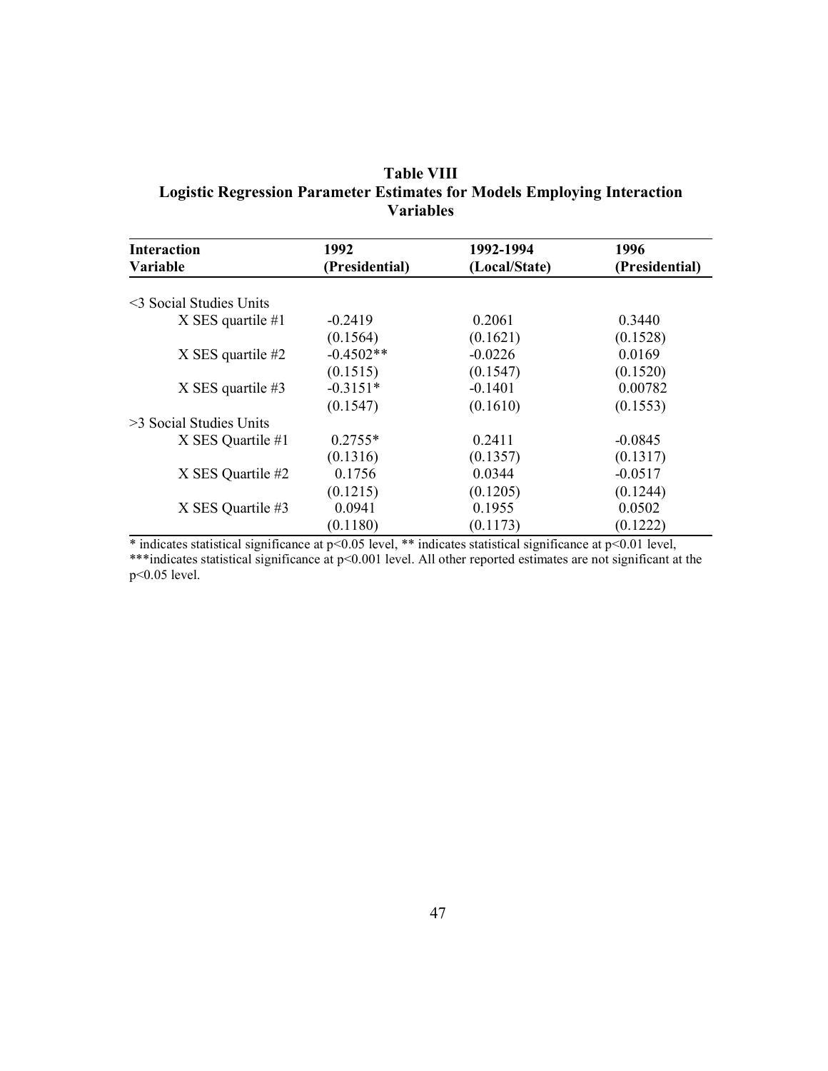**Table VIII**
**Logistic Regression Parameter Estimates for Models Employing Interaction Variables**

| Interaction Variable | 1992 (Presidential) | 1992-1994 (Local/State) | 1996 (Presidential) |
|---|---|---|---|
| <3 Social Studies Units | | | |
| X SES quartile #1 | -0.2419 | 0.2061 | 0.3440 |
| | (0.1564) | (0.1621) | (0.1528) |
| X SES quartile #2 | -0.4502** | -0.0226 | 0.0169 |
| | (0.1515) | (0.1547) | (0.1520) |
| X SES quartile #3 | -0.3151* | -0.1401 | 0.00782 |
| | (0.1547) | (0.1610) | (0.1553) |
| >3 Social Studies Units | | | |
| X SES Quartile #1 | 0.2755* | 0.2411 | -0.0845 |
| | (0.1316) | (0.1357) | (0.1317) |
| X SES Quartile #2 | 0.1756 | 0.0344 | -0.0517 |
| | (0.1215) | (0.1205) | (0.1244) |
| X SES Quartile #3 | 0.0941 | 0.1955 | 0.0502 |
| | (0.1180) | (0.1173) | (0.1222) |

* indicates statistical significance at $p<0.05$ level, ** indicates statistical significance at $p<0.01$ level, ***indicates statistical significance at $p<0.001$ level. All other reported estimates are not significant at the $p<0.05$ level.